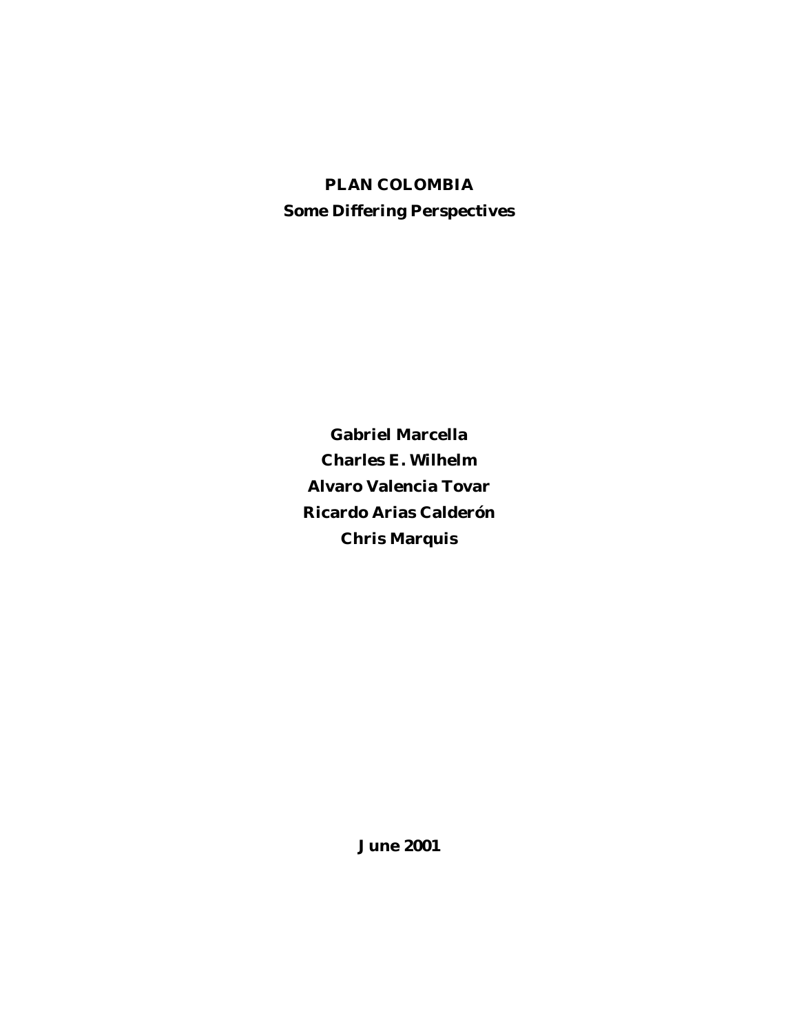# PLAN COLOMBIA
## Some Differing Perspectives

**Gabriel Marcella**
**Charles E. Wilhelm**
**Alvaro Valencia Tovar**
**Ricardo Arias Calderón**
**Chris Marquis**

**June 2001**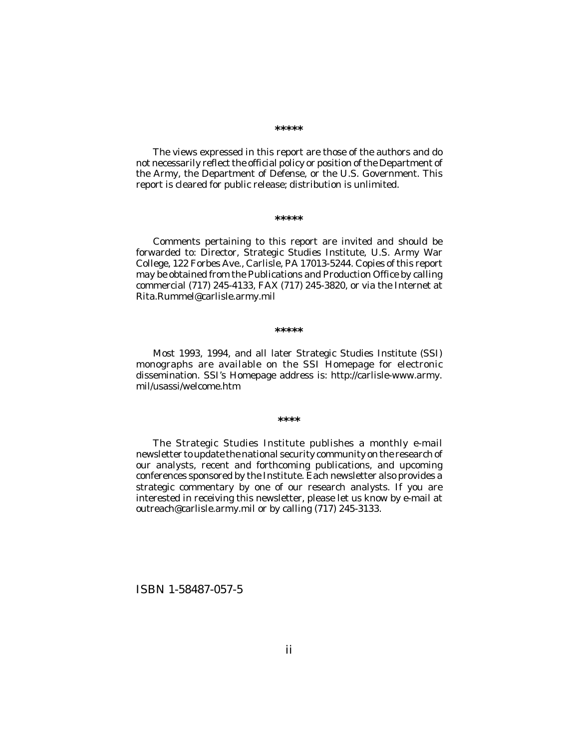*****

The views expressed in this report are those of the authors and do not necessarily reflect the official policy or position of the Department of the Army, the Department of Defense, or the U.S. Government. This report is cleared for public release; distribution is unlimited.

*****

Comments pertaining to this report are invited and should be forwarded to: Director, Strategic Studies Institute, U.S. Army War College, 122 Forbes Ave., Carlisle, PA 17013-5244. Copies of this report may be obtained from the Publications and Production Office by calling commercial (717) 245-4133, FAX (717) 245-3820, or via the Internet at Rita.Rummel@carlisle.army.mil

*****

Most 1993, 1994, and all later Strategic Studies Institute (SSI) monographs are available on the SSI Homepage for electronic dissemination. SSI's Homepage address is: http://carlisle-www.army.mil/usassi/welcome.htm

****

The Strategic Studies Institute publishes a monthly e-mail newsletter to update the national security community on the research of our analysts, recent and forthcoming publications, and upcoming conferences sponsored by the Institute. Each newsletter also provides a strategic commentary by one of our research analysts. If you are interested in receiving this newsletter, please let us know by e-mail at outreach@carlisle.army.mil or by calling (717) 245-3133.

ISBN 1-58487-057-5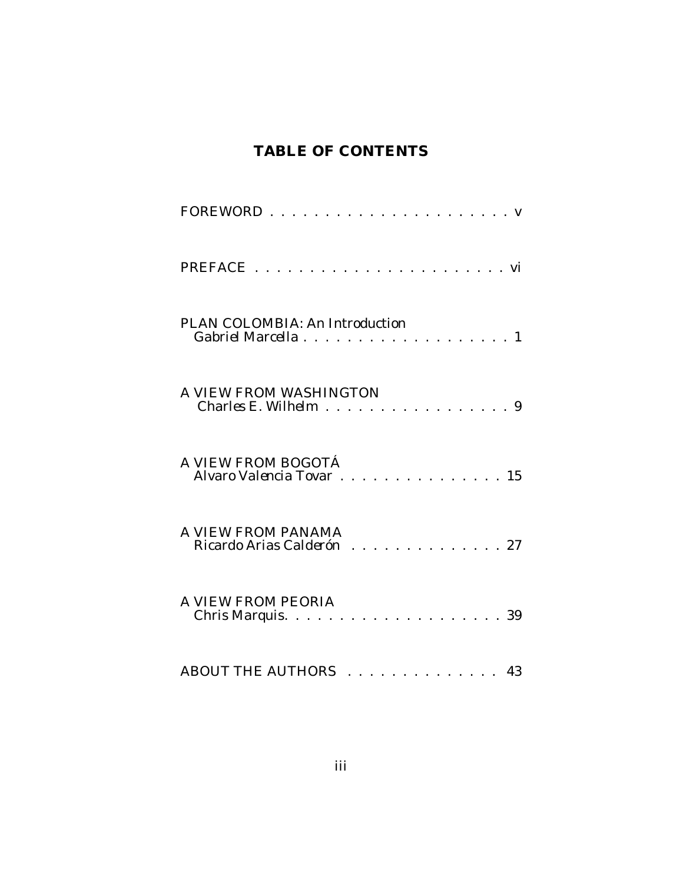# TABLE OF CONTENTS

FOREWORD . . . . . . . . . . . . . . . . . . . . . . . v

PREFACE . . . . . . . . . . . . . . . . . . . . . . . vi

PLAN COLOMBIA: An Introduction
*Gabriel Marcella* . . . . . . . . . . . . . . . . . . . . 1

A VIEW FROM WASHINGTON
*Charles E. Wilhelm* . . . . . . . . . . . . . . . . . . 9

A VIEW FROM BOGOTÁ
*Alvaro Valencia Tovar* . . . . . . . . . . . . . . . . 15

A VIEW FROM PANAMA
*Ricardo Arias Calderón* . . . . . . . . . . . . . . . 27

A VIEW FROM PEORIA
*Chris Marquis*. . . . . . . . . . . . . . . . . . . . 39

ABOUT THE AUTHORS . . . . . . . . . . . . . . . 43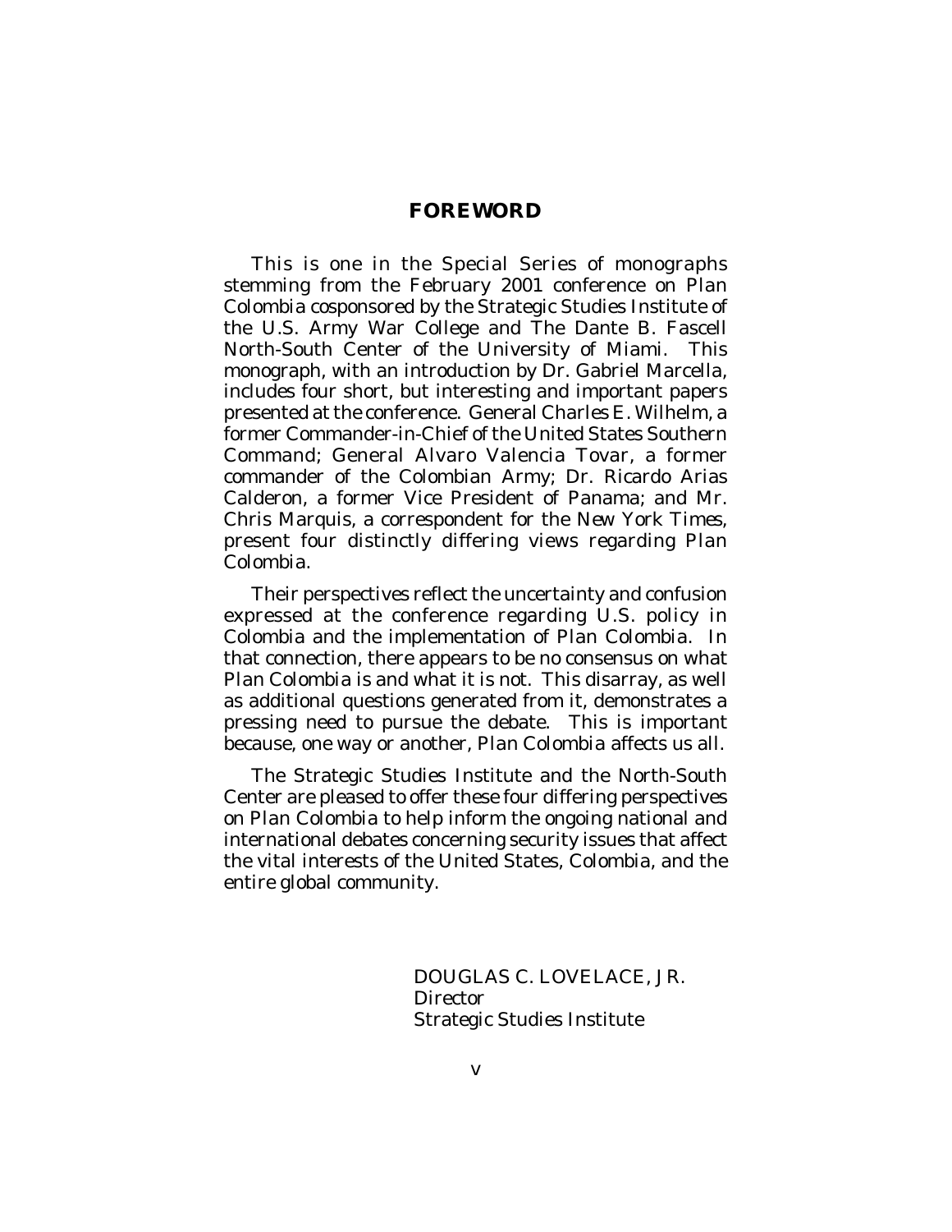## FOREWORD

This is one in the Special Series of monographs stemming from the February 2001 conference on Plan Colombia cosponsored by the Strategic Studies Institute of the U.S. Army War College and The Dante B. Fascell North-South Center of the University of Miami. This monograph, with an introduction by Dr. Gabriel Marcella, includes four short, but interesting and important papers presented at the conference. General Charles E. Wilhelm, a former Commander-in-Chief of the United States Southern Command; General Alvaro Valencia Tovar, a former commander of the Colombian Army; Dr. Ricardo Arias Calderon, a former Vice President of Panama; and Mr. Chris Marquis, a correspondent for the *New York Times*, present four distinctly differing views regarding Plan Colombia.

Their perspectives reflect the uncertainty and confusion expressed at the conference regarding U.S. policy in Colombia and the implementation of Plan Colombia. In that connection, there appears to be no consensus on what Plan Colombia is and what it is not. This disarray, as well as additional questions generated from it, demonstrates a pressing need to pursue the debate. This is important because, one way or another, Plan Colombia affects us all.

The Strategic Studies Institute and the North-South Center are pleased to offer these four differing perspectives on Plan Colombia to help inform the ongoing national and international debates concerning security issues that affect the vital interests of the United States, Colombia, and the entire global community.

DOUGLAS C. LOVELACE, JR.
*Director*
Strategic Studies Institute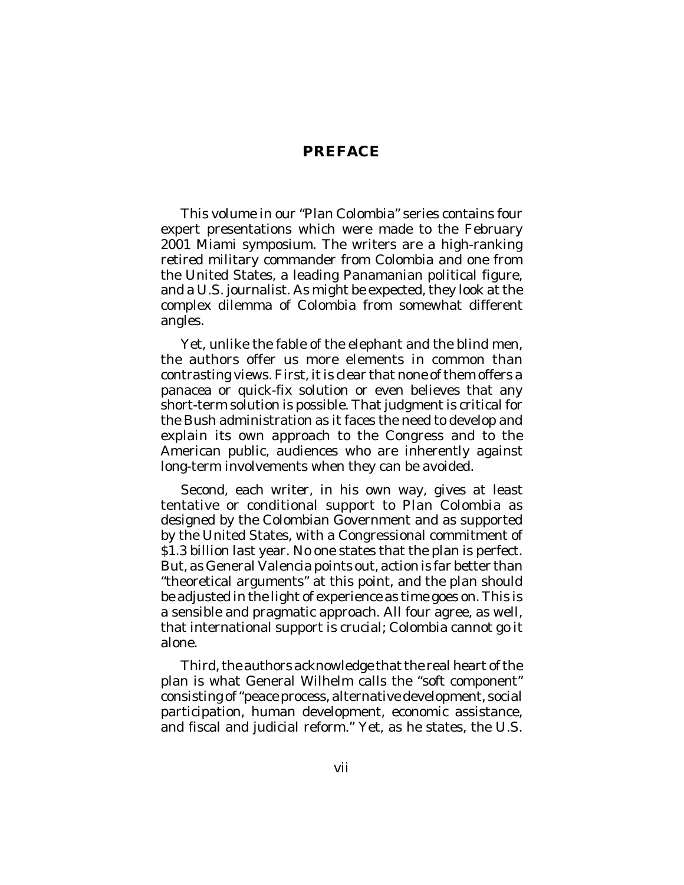# PREFACE

This volume in our "Plan Colombia" series contains four expert presentations which were made to the February 2001 Miami symposium. The writers are a high-ranking retired military commander from Colombia and one from the United States, a leading Panamanian political figure, and a U.S. journalist. As might be expected, they look at the complex dilemma of Colombia from somewhat different angles.

Yet, unlike the fable of the elephant and the blind men, the authors offer us more elements in common than contrasting views. First, it is clear that none of them offers a panacea or quick-fix solution or even believes that any short-term solution is possible. That judgment is critical for the Bush administration as it faces the need to develop and explain its own approach to the Congress and to the American public, audiences who are inherently against long-term involvements when they can be avoided.

Second, each writer, in his own way, gives at least tentative or conditional support to Plan Colombia as designed by the Colombian Government and as supported by the United States, with a Congressional commitment of $1.3 billion last year. No one states that the plan is perfect. But, as General Valencia points out, action is far better than "theoretical arguments" at this point, and the plan should be adjusted in the light of experience as time goes on. This is a sensible and pragmatic approach. All four agree, as well, that international support is crucial; Colombia cannot go it alone.

Third, the authors acknowledge that the real heart of the plan is what General Wilhelm calls the "soft component" consisting of "peace process, alternative development, social participation, human development, economic assistance, and fiscal and judicial reform." Yet, as he states, the U.S.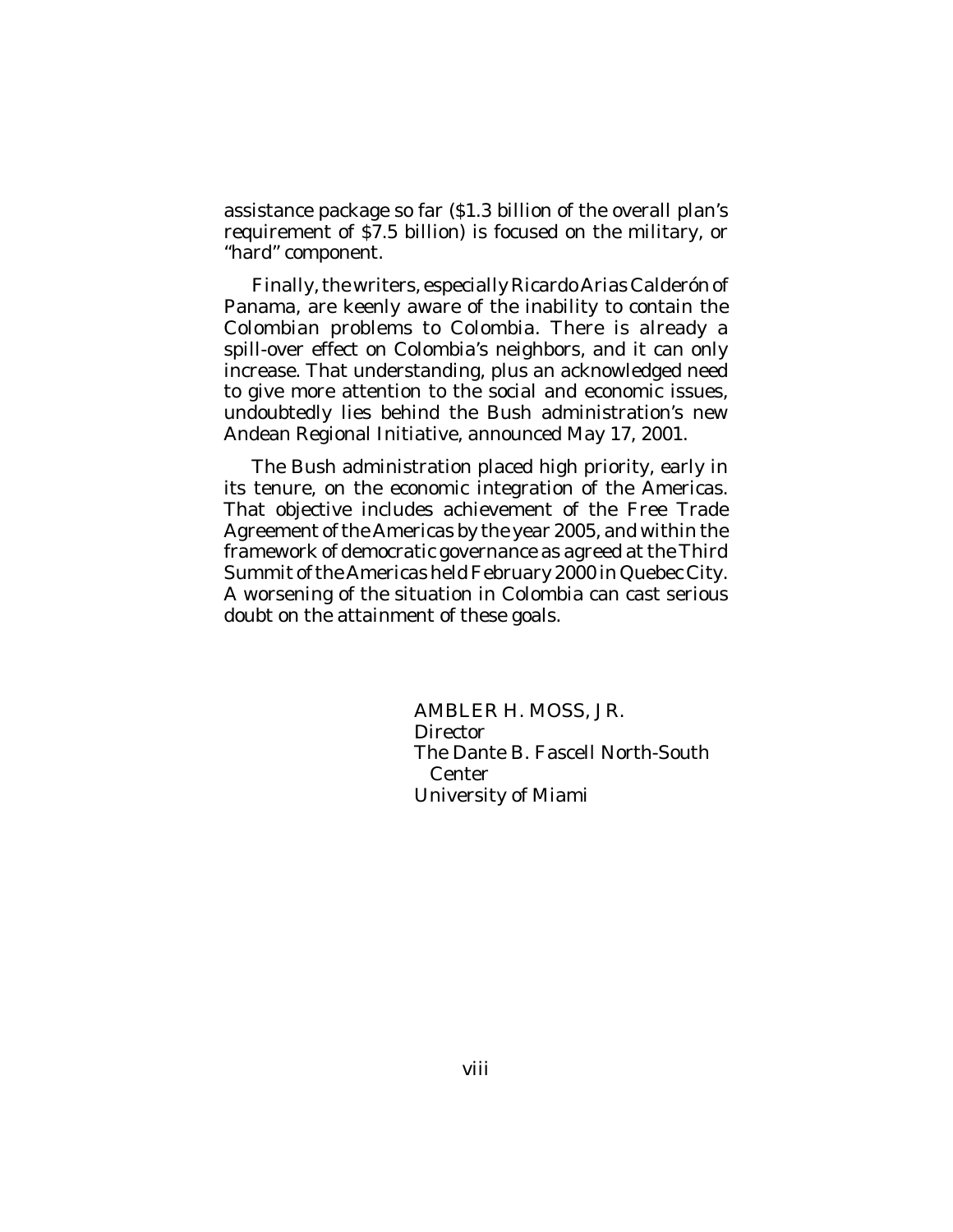assistance package so far ($1.3 billion of the overall plan's requirement of $7.5 billion) is focused on the military, or "hard" component.

Finally, the writers, especially Ricardo Arias Calderón of Panama, are keenly aware of the inability to contain the Colombian problems to Colombia. There is already a spill-over effect on Colombia's neighbors, and it can only increase. That understanding, plus an acknowledged need to give more attention to the social and economic issues, undoubtedly lies behind the Bush administration's new Andean Regional Initiative, announced May 17, 2001.

The Bush administration placed high priority, early in its tenure, on the economic integration of the Americas. That objective includes achievement of the Free Trade Agreement of the Americas by the year 2005, and within the framework of democratic governance as agreed at the Third Summit of the Americas held February 2000 in Quebec City. A worsening of the situation in Colombia can cast serious doubt on the attainment of these goals.

AMBLER H. MOSS, JR.
*Director*
The Dante B. Fascell North-South Center
University of Miami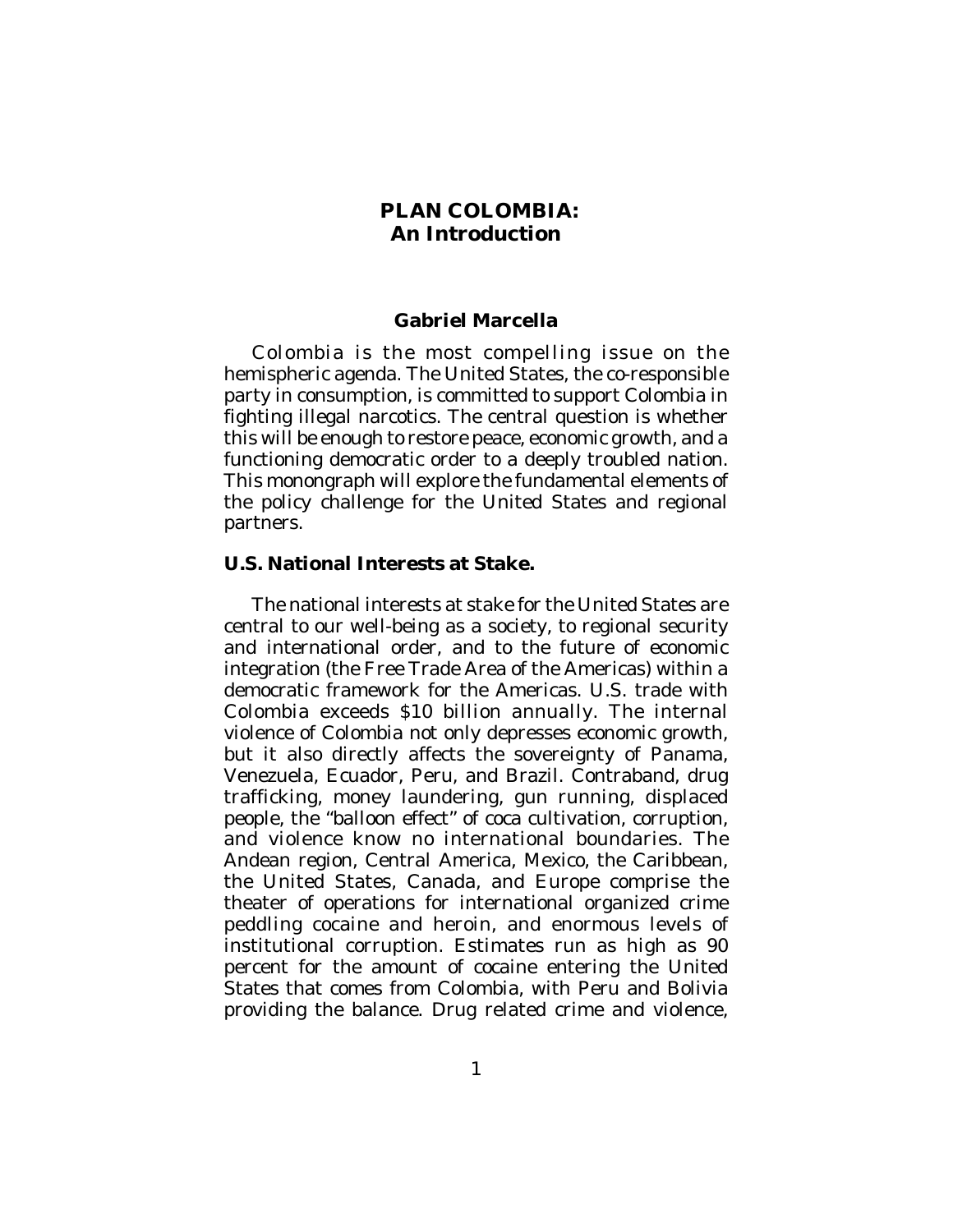# PLAN COLOMBIA:
## An Introduction

**Gabriel Marcella**

Colombia is the most compelling issue on the hemispheric agenda. The United States, the co-responsible party in consumption, is committed to support Colombia in fighting illegal narcotics. The central question is whether this will be enough to restore peace, economic growth, and a functioning democratic order to a deeply troubled nation. This monongraph will explore the fundamental elements of the policy challenge for the United States and regional partners.

### U.S. National Interests at Stake.

The national interests at stake for the United States are central to our well-being as a society, to regional security and international order, and to the future of economic integration (the Free Trade Area of the Americas) within a democratic framework for the Americas. U.S. trade with Colombia exceeds $10 billion annually. The internal violence of Colombia not only depresses economic growth, but it also directly affects the sovereignty of Panama, Venezuela, Ecuador, Peru, and Brazil. Contraband, drug trafficking, money laundering, gun running, displaced people, the "balloon effect" of coca cultivation, corruption, and violence know no international boundaries. The Andean region, Central America, Mexico, the Caribbean, the United States, Canada, and Europe comprise the theater of operations for international organized crime peddling cocaine and heroin, and enormous levels of institutional corruption. Estimates run as high as 90 percent for the amount of cocaine entering the United States that comes from Colombia, with Peru and Bolivia providing the balance. Drug related crime and violence,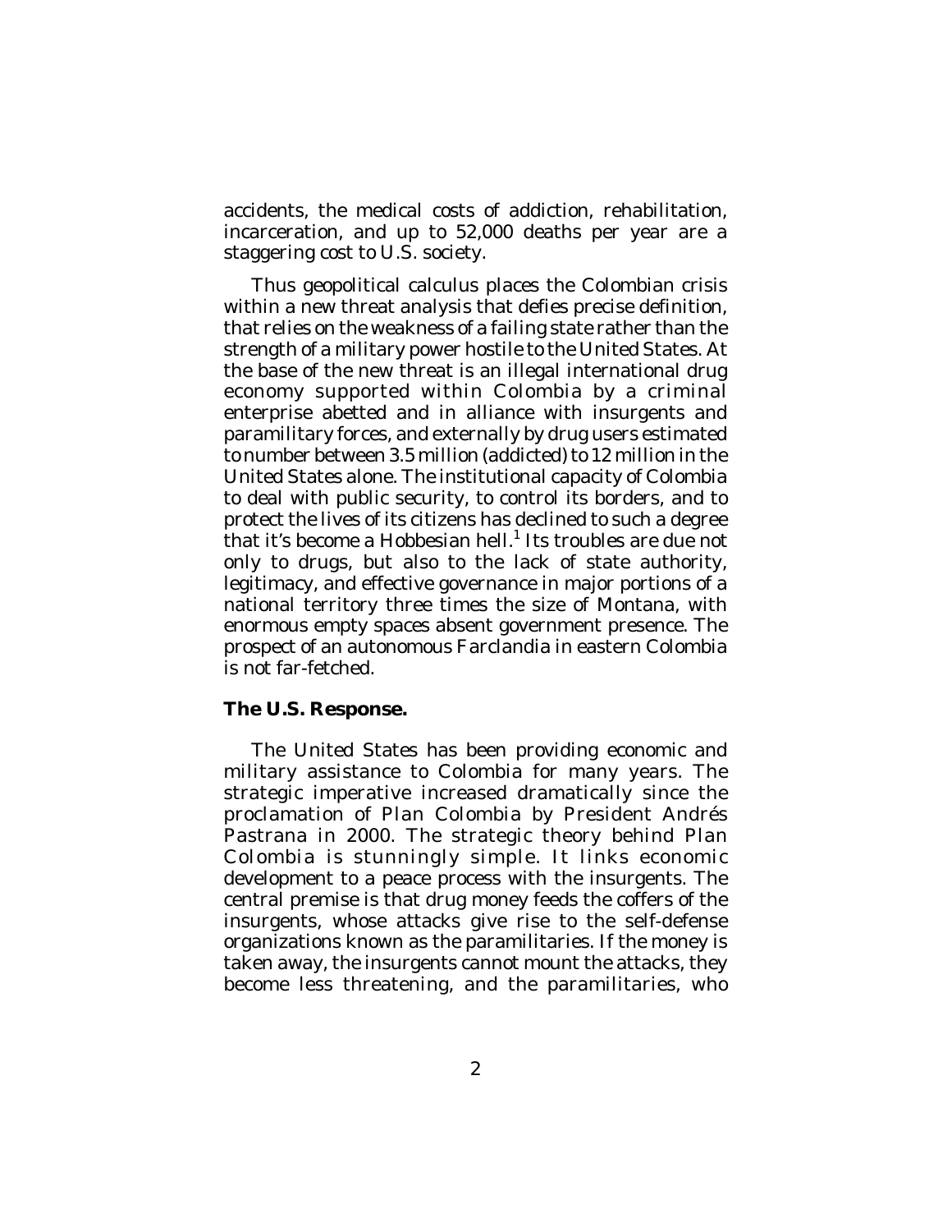accidents, the medical costs of addiction, rehabilitation, incarceration, and up to 52,000 deaths per year are a staggering cost to U.S. society.

Thus geopolitical calculus places the Colombian crisis within a new threat analysis that defies precise definition, that relies on the weakness of a failing state rather than the strength of a military power hostile to the United States. At the base of the new threat is an illegal international drug economy supported within Colombia by a criminal enterprise abetted and in alliance with insurgents and paramilitary forces, and externally by drug users estimated to number between 3.5 million (addicted) to 12 million in the United States alone. The institutional capacity of Colombia to deal with public security, to control its borders, and to protect the lives of its citizens has declined to such a degree that it's become a Hobbesian hell.[1] Its troubles are due not only to drugs, but also to the lack of state authority, legitimacy, and effective governance in major portions of a national territory three times the size of Montana, with enormous empty spaces absent government presence. The prospect of an autonomous Farclandia in eastern Colombia is not far-fetched.

**The U.S. Response.**

The United States has been providing economic and military assistance to Colombia for many years. The strategic imperative increased dramatically since the proclamation of Plan Colombia by President Andrés Pastrana in 2000. The strategic theory behind Plan Colombia is stunningly simple. It links economic development to a peace process with the insurgents. The central premise is that drug money feeds the coffers of the insurgents, whose attacks give rise to the self-defense organizations known as the paramilitaries. If the money is taken away, the insurgents cannot mount the attacks, they become less threatening, and the paramilitaries, who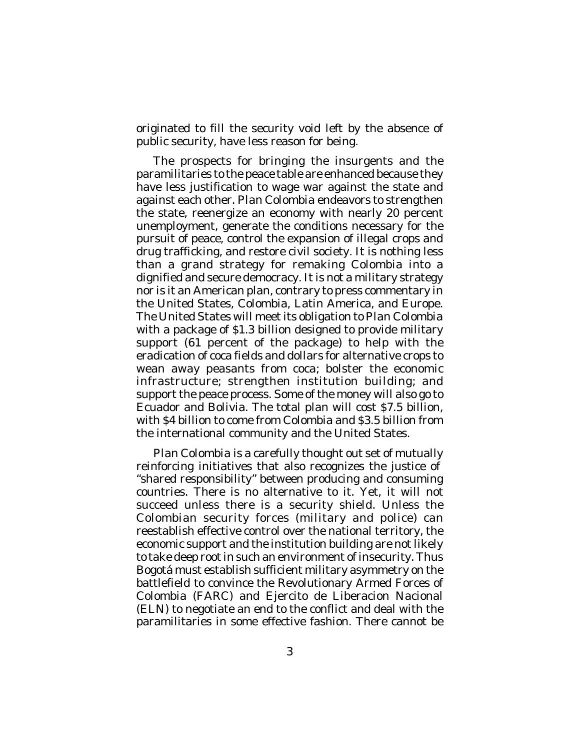originated to fill the security void left by the absence of public security, have less reason for being.

The prospects for bringing the insurgents and the paramilitaries to the peace table are enhanced because they have less justification to wage war against the state and against each other. *Plan Colombia* endeavors to strengthen the state, reenergize an economy with nearly 20 percent unemployment, generate the conditions necessary for the pursuit of peace, control the expansion of illegal crops and drug trafficking, and restore civil society. It is nothing less than a grand strategy for remaking Colombia into a dignified and secure democracy. It is not a military strategy nor is it an American plan, contrary to press commentary in the United States, Colombia, Latin America, and Europe. The United States will meet its obligation to *Plan Colombia* with a package of $1.3 billion designed to provide military support (61 percent of the package) to help with the eradication of coca fields and dollars for alternative crops to wean away peasants from coca; bolster the economic infrastructure; strengthen institution building; and support the peace process. Some of the money will also go to Ecuador and Bolivia. The total plan will cost $7.5 billion, with $4 billion to come from Colombia and $3.5 billion from the international community and the United States.

*Plan Colombia* is a carefully thought out set of mutually reinforcing initiatives that also recognizes the justice of "shared responsibility" between producing and consuming countries. There is no alternative to it. Yet, it will not succeed unless there is a security shield. Unless the Colombian security forces (military and police) can reestablish effective control over the national territory, the economic support and the institution building are not likely to take deep root in such an environment of insecurity. Thus Bogotá must establish sufficient military asymmetry on the battlefield to convince the Revolutionary Armed Forces of Colombia (FARC) and Ejercito de Liberacion Nacional (ELN) to negotiate an end to the conflict and deal with the paramilitaries in some effective fashion. There cannot be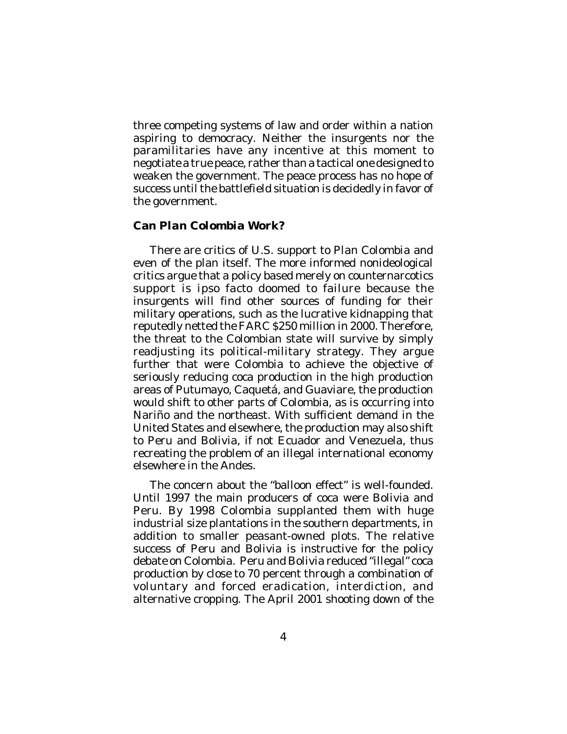three competing systems of law and order within a nation aspiring to democracy. Neither the insurgents nor the paramilitaries have any incentive at this moment to negotiate a true peace, rather than a tactical one designed to weaken the government. The peace process has no hope of success until the battlefield situation is decidedly in favor of the government.

### *Can Plan Colombia Work?*

There are critics of U.S. support to Plan Colombia and even of the plan itself. The more informed nonideological critics argue that a policy based merely on counternarcotics support is *ipso facto* doomed to failure because the insurgents will find other sources of funding for their military operations, such as the lucrative kidnapping that reputedly netted the FARC $250 million in 2000. Therefore, the threat to the Colombian state will survive by simply readjusting its political-military strategy. They argue further that were Colombia to achieve the objective of seriously reducing coca production in the high production areas of Putumayo, Caquetá, and Guaviare, the production would shift to other parts of Colombia, as is occurring into Nariño and the northeast. With sufficient demand in the United States and elsewhere, the production may also shift to Peru and Bolivia, if not Ecuador and Venezuela, thus recreating the problem of an illegal international economy elsewhere in the Andes.

The concern about the "balloon effect" is well-founded. Until 1997 the main producers of coca were Bolivia and Peru. By 1998 Colombia supplanted them with huge industrial size plantations in the southern departments, in addition to smaller peasant-owned plots. The relative success of Peru and Bolivia is instructive for the policy debate on Colombia. Peru and Bolivia reduced "illegal" coca production by close to 70 percent through a combination of voluntary and forced eradication, interdiction, and alternative cropping. The April 2001 shooting down of the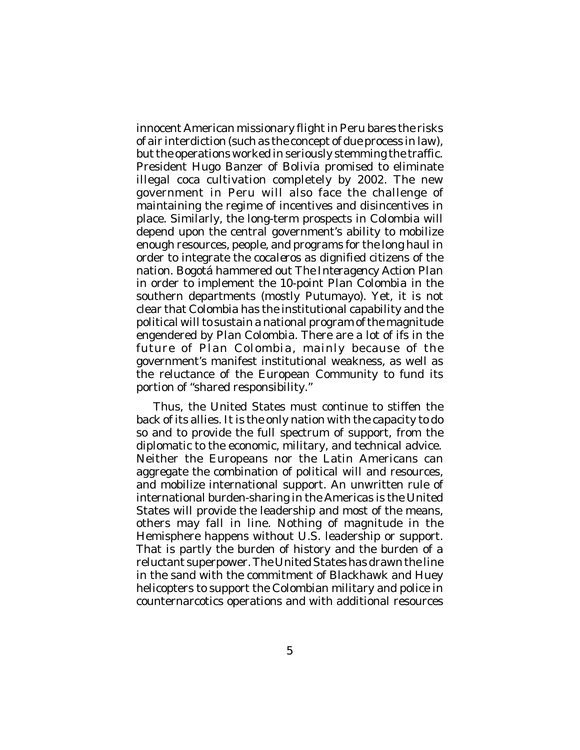innocent American missionary flight in Peru bares the risks of air interdiction (such as the concept of due process in law), but the operations worked in seriously stemming the traffic. President Hugo Banzer of Bolivia promised to eliminate illegal coca cultivation completely by 2002. The new government in Peru will also face the challenge of maintaining the regime of incentives and disincentives in place. Similarly, the long-term prospects in Colombia will depend upon the central government's ability to mobilize enough resources, people, and programs for the long haul in order to integrate the *cocaleros* as dignified citizens of the nation. Bogotá hammered out *The Interagency Action Plan* in order to implement the 10-point *Plan Colombia* in the southern departments (mostly Putumayo). Yet, it is not clear that Colombia has the institutional capability and the political will to sustain a national program of the magnitude engendered by *Plan Colombia*. There are a lot of ifs in the future of *Plan Colombia*, mainly because of the government's manifest institutional weakness, as well as the reluctance of the European Community to fund its portion of "shared responsibility."

Thus, the United States must continue to stiffen the back of its allies. It is the only nation with the capacity to do so and to provide the full spectrum of support, from the diplomatic to the economic, military, and technical advice. Neither the Europeans nor the Latin Americans can aggregate the combination of political will and resources, and mobilize international support. An unwritten rule of international burden-sharing in the Americas is the United States will provide the leadership and most of the means, others may fall in line. Nothing of magnitude in the Hemisphere happens without U.S. leadership or support. That is partly the burden of history and the burden of a reluctant superpower. The United States has drawn the line in the sand with the commitment of Blackhawk and Huey helicopters to support the Colombian military and police in counternarcotics operations and with additional resources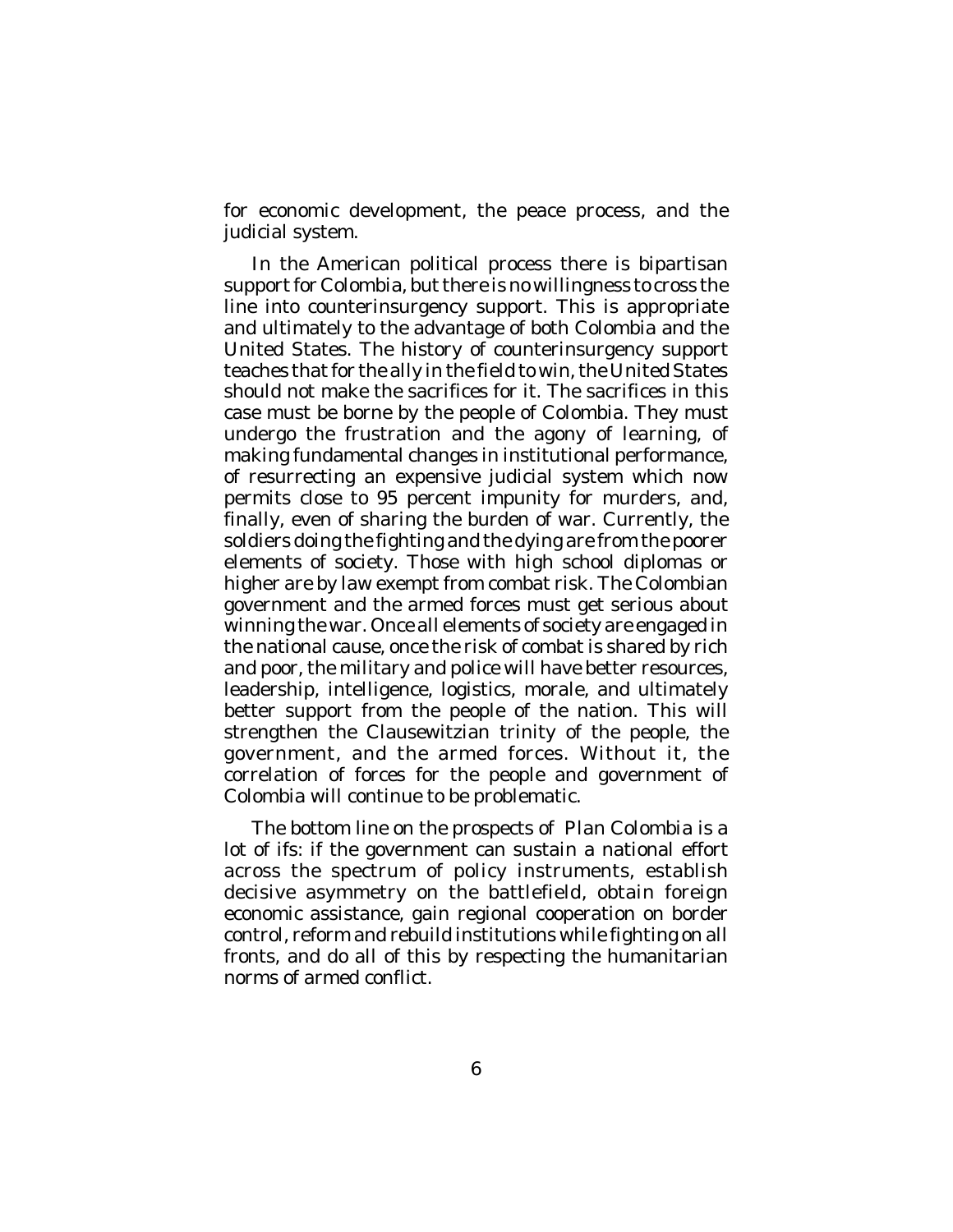for economic development, the peace process, and the judicial system.

In the American political process there is bipartisan support for Colombia, but there is no willingness to cross the line into counterinsurgency support. This is appropriate and ultimately to the advantage of both Colombia and the United States. The history of counterinsurgency support teaches that for the ally in the field to win, the United States should not make the sacrifices for it. The sacrifices in this case must be borne by the people of Colombia. They must undergo the frustration and the agony of learning, of making fundamental changes in institutional performance, of resurrecting an expensive judicial system which now permits close to 95 percent impunity for murders, and, finally, even of sharing the burden of war. Currently, the soldiers doing the fighting and the dying are from the poorer elements of society. Those with high school diplomas or higher are by law exempt from combat risk. The Colombian government and the armed forces must get serious about winning the war. Once all elements of society are engaged in the national cause, once the risk of combat is shared by rich and poor, the military and police will have better resources, leadership, intelligence, logistics, morale, and ultimately better support from the people of the nation. This will strengthen the Clausewitzian trinity of the people, the government, and the armed forces. Without it, the correlation of forces for the people and government of Colombia will continue to be problematic.

The bottom line on the prospects of *Plan Colombia* is a lot of ifs: if the government can sustain a national effort across the spectrum of policy instruments, establish decisive asymmetry on the battlefield, obtain foreign economic assistance, gain regional cooperation on border control, reform and rebuild institutions while fighting on all fronts, and do all of this by respecting the humanitarian norms of armed conflict.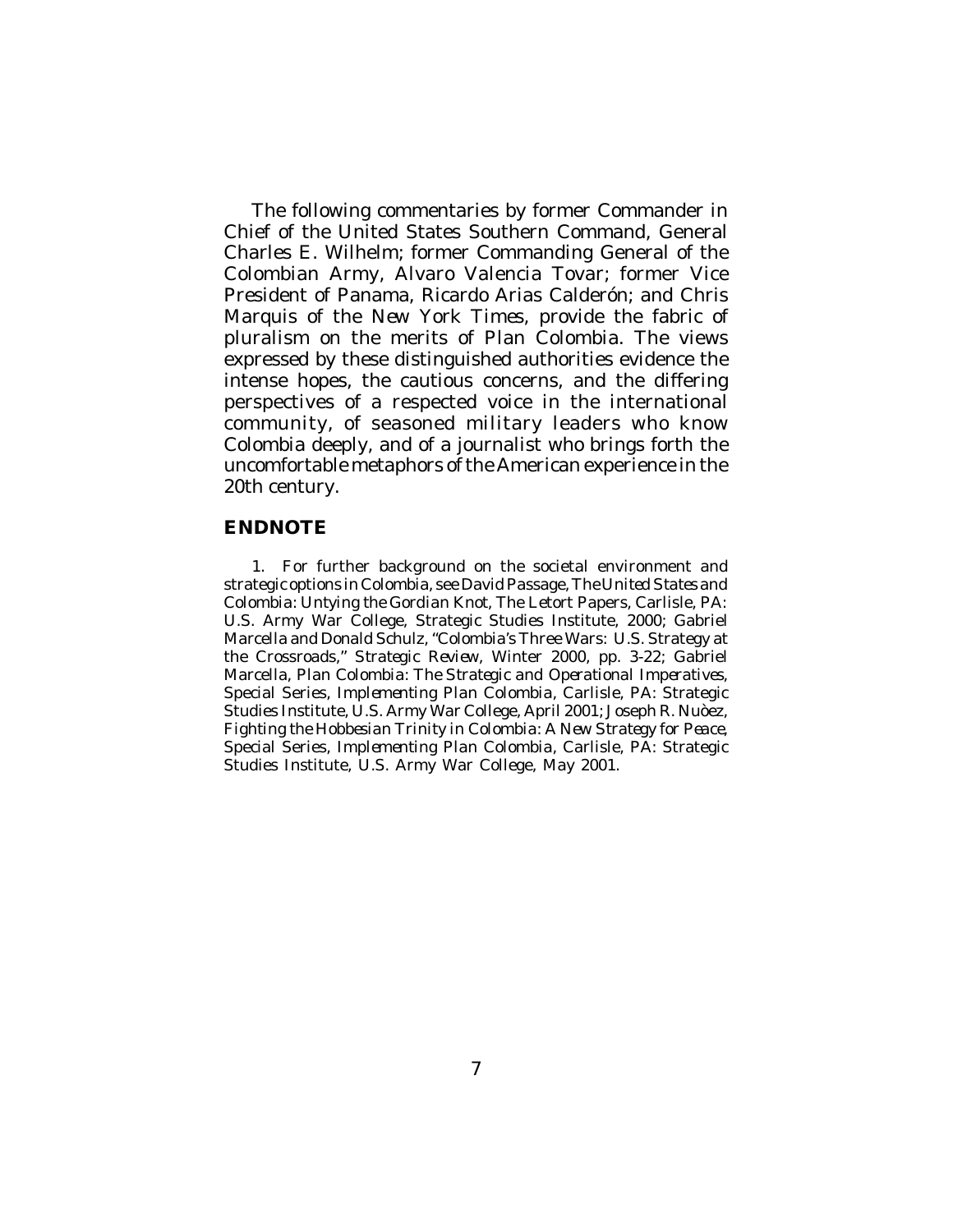The following commentaries by former Commander in Chief of the United States Southern Command, General Charles E. Wilhelm; former Commanding General of the Colombian Army, Alvaro Valencia Tovar; former Vice President of Panama, Ricardo Arias Calderón; and Chris Marquis of the *New York Times*, provide the fabric of pluralism on the merits of Plan Colombia. The views expressed by these distinguished authorities evidence the intense hopes, the cautious concerns, and the differing perspectives of a respected voice in the international community, of seasoned military leaders who know Colombia deeply, and of a journalist who brings forth the uncomfortable metaphors of the American experience in the 20th century.

## ENDNOTE

1. For further background on the societal environment and strategic options in Colombia, see David Passage, *The United States and Colombia: Untying the Gordian Knot*, The Letort Papers, Carlisle, PA: U.S. Army War College, Strategic Studies Institute, 2000; Gabriel Marcella and Donald Schulz, "Colombia's Three Wars: U.S. Strategy at the Crossroads," *Strategic Review*, Winter 2000, pp. 3-22; Gabriel Marcella, *Plan Colombia: The Strategic and Operational Imperatives*, Special Series, *Implementing Plan Colombia*, Carlisle, PA: Strategic Studies Institute, U.S. Army War College, April 2001; Joseph R. Nuòez, *Fighting the Hobbesian Trinity in Colombia: A New Strategy for Peace*, Special Series, *Implementing Plan Colombia*, Carlisle, PA: Strategic Studies Institute, U.S. Army War College, May 2001.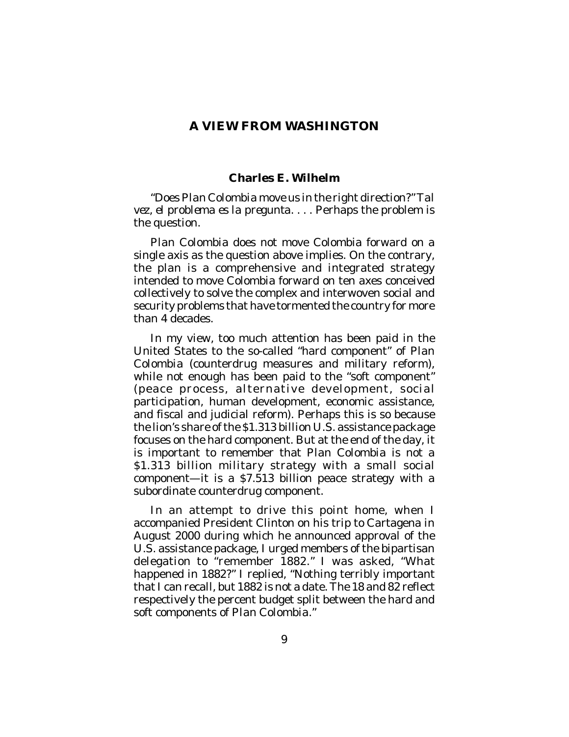## A VIEW FROM WASHINGTON

### Charles E. Wilhelm

"Does Plan Colombia move us in the right direction?" *Tal vez, el problema es la pregunta*. . . . Perhaps the problem is the question.

Plan Colombia does not move Colombia forward on a single axis as the question above implies. On the contrary, the plan is a comprehensive and integrated strategy intended to move Colombia forward on ten axes conceived collectively to solve the complex and interwoven social and security problems that have tormented the country for more than 4 decades.

In my view, too much attention has been paid in the United States to the so-called "hard component" of Plan Colombia (counterdrug measures and military reform), while not enough has been paid to the "soft component" (peace process, alternative development, social participation, human development, economic assistance, and fiscal and judicial reform). Perhaps this is so because the lion's share of the $1.313 billion U.S. assistance package focuses on the hard component. But at the end of the day, it is important to remember that Plan Colombia is not a $1.313 billion military strategy with a small social component—it is a $7.513 billion peace strategy with a subordinate counterdrug component.

In an attempt to drive this point home, when I accompanied President Clinton on his trip to Cartagena in August 2000 during which he announced approval of the U.S. assistance package, I urged members of the bipartisan delegation to "remember 1882." I was asked, "What happened in 1882?" I replied, "Nothing terribly important that I can recall, but 1882 is not a date. The 18 and 82 reflect respectively the percent budget split between the hard and soft components of Plan Colombia."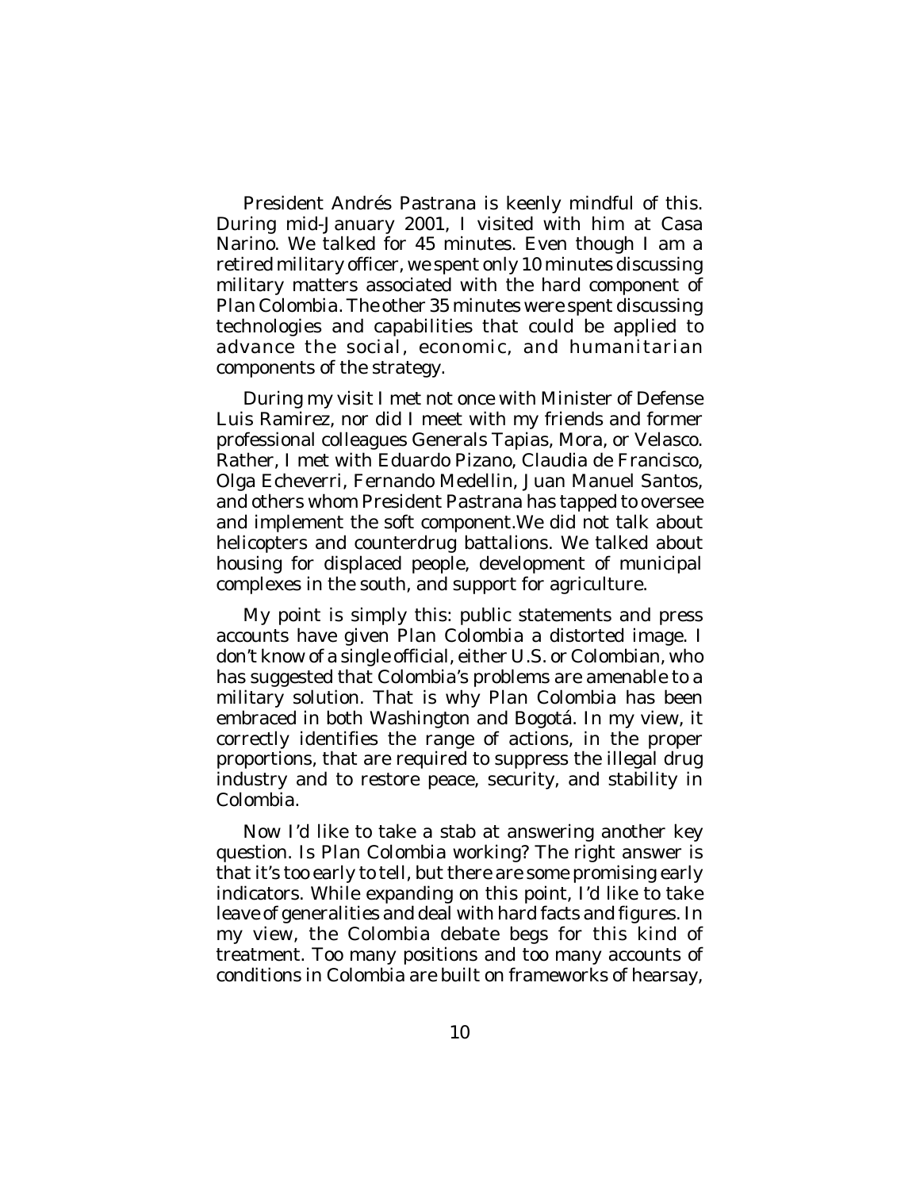President Andrés Pastrana is keenly mindful of this. During mid-January 2001, I visited with him at Casa Narino. We talked for 45 minutes. Even though I am a retired military officer, we spent only 10 minutes discussing military matters associated with the hard component of Plan Colombia. The other 35 minutes were spent discussing technologies and capabilities that could be applied to advance the social, economic, and humanitarian components of the strategy.

During my visit I met not once with Minister of Defense Luis Ramirez, nor did I meet with my friends and former professional colleagues Generals Tapias, Mora, or Velasco. Rather, I met with Eduardo Pizano, Claudia de Francisco, Olga Echeverri, Fernando Medellin, Juan Manuel Santos, and others whom President Pastrana has tapped to oversee and implement the soft component.We did not talk about helicopters and counterdrug battalions. We talked about housing for displaced people, development of municipal complexes in the south, and support for agriculture.

My point is simply this: public statements and press accounts have given Plan Colombia a distorted image. I don't know of a single official, either U.S. or Colombian, who has suggested that Colombia's problems are amenable to a military solution. That is why Plan Colombia has been embraced in both Washington and Bogotá. In my view, it correctly identifies the range of actions, in the proper proportions, that are required to suppress the illegal drug industry and to restore peace, security, and stability in Colombia.

Now I'd like to take a stab at answering another key question. Is Plan Colombia working? The right answer is that it's too early to tell, but there are some promising early indicators. While expanding on this point, I'd like to take leave of generalities and deal with hard facts and figures. In my view, the Colombia debate begs for this kind of treatment. Too many positions and too many accounts of conditions in Colombia are built on frameworks of hearsay,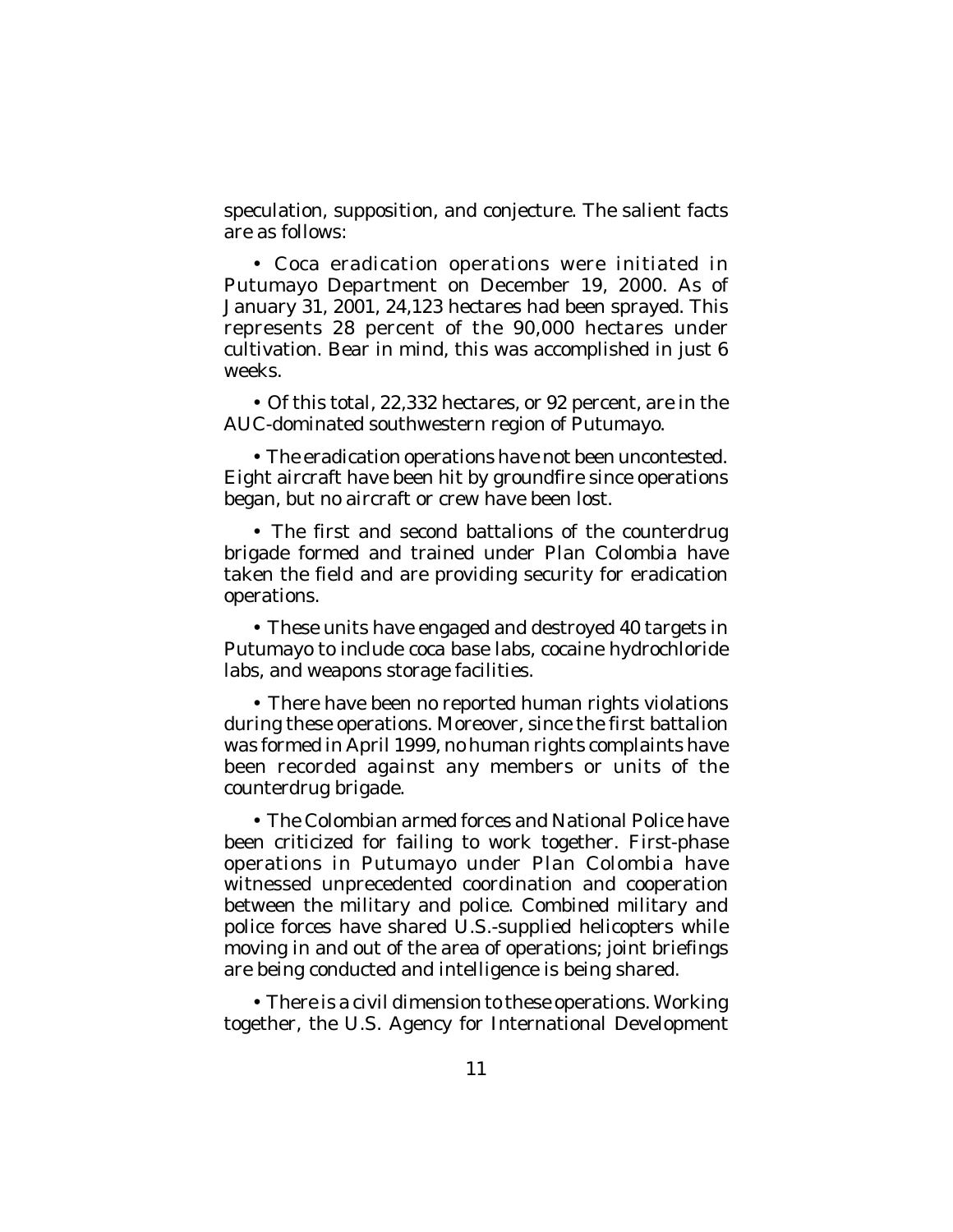speculation, supposition, and conjecture. The salient facts are as follows:

- Coca eradication operations were initiated in Putumayo Department on December 19, 2000. As of January 31, 2001, 24,123 hectares had been sprayed. This represents 28 percent of the 90,000 hectares under cultivation. Bear in mind, this was accomplished in just 6 weeks.

- Of this total, 22,332 hectares, or 92 percent, are in the AUC-dominated southwestern region of Putumayo.

- The eradication operations have not been uncontested. Eight aircraft have been hit by groundfire since operations began, but no aircraft or crew have been lost.

- The first and second battalions of the counterdrug brigade formed and trained under Plan Colombia have taken the field and are providing security for eradication operations.

- These units have engaged and destroyed 40 targets in Putumayo to include coca base labs, cocaine hydrochloride labs, and weapons storage facilities.

- There have been no reported human rights violations during these operations. Moreover, since the first battalion was formed in April 1999, no human rights complaints have been recorded against any members or units of the counterdrug brigade.

- The Colombian armed forces and National Police have been criticized for failing to work together. First-phase operations in Putumayo under Plan Colombia have witnessed unprecedented coordination and cooperation between the military and police. Combined military and police forces have shared U.S.-supplied helicopters while moving in and out of the area of operations; joint briefings are being conducted and intelligence is being shared.

- There is a civil dimension to these operations. Working together, the U.S. Agency for International Development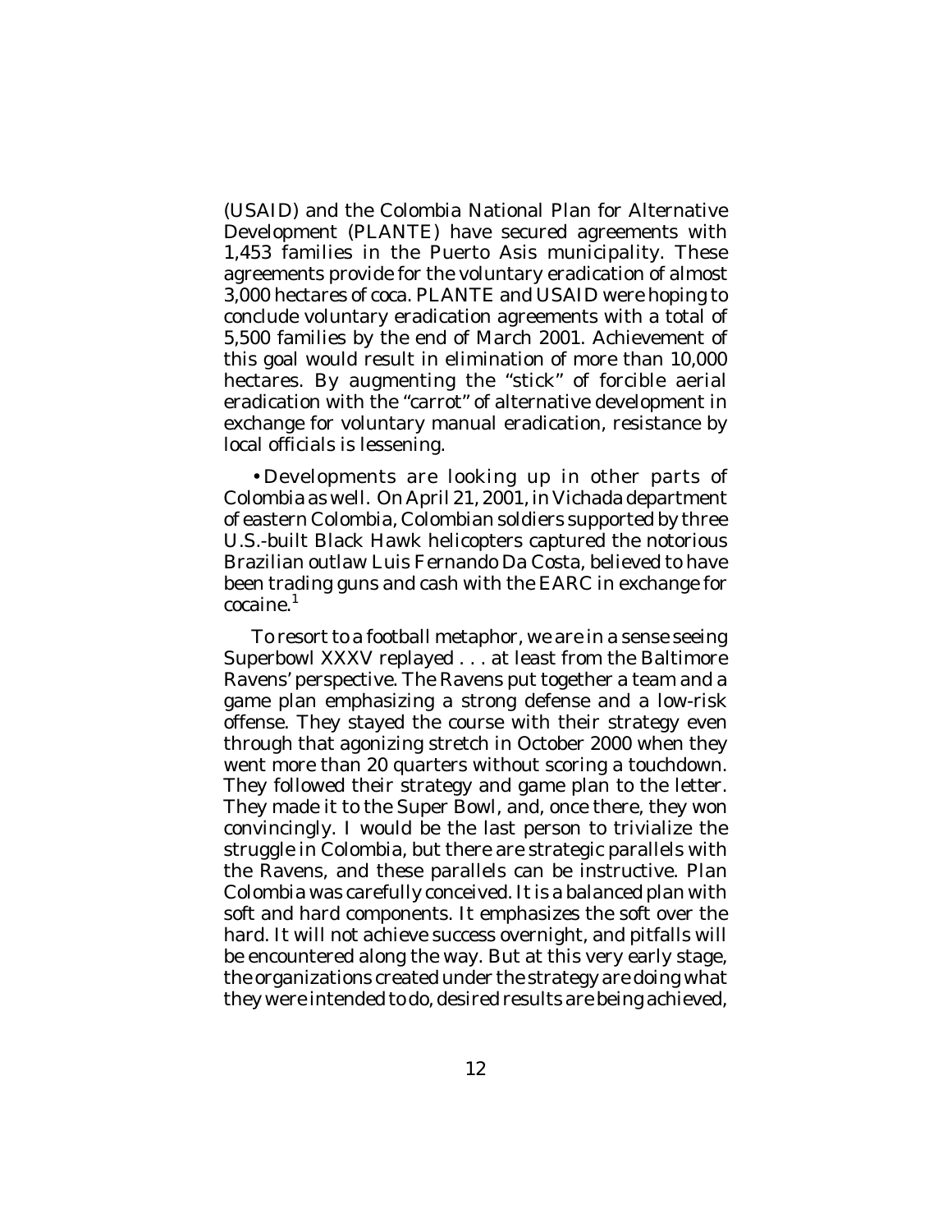(USAID) and the Colombia National Plan for Alternative Development (PLANTE) have secured agreements with 1,453 families in the Puerto Asis municipality. These agreements provide for the voluntary eradication of almost 3,000 hectares of coca. PLANTE and USAID were hoping to conclude voluntary eradication agreements with a total of 5,500 families by the end of March 2001. Achievement of this goal would result in elimination of more than 10,000 hectares. By augmenting the "stick" of forcible aerial eradication with the "carrot" of alternative development in exchange for voluntary manual eradication, resistance by local officials is lessening.

• Developments are looking up in other parts of Colombia as well. On April 21, 2001, in Vichada department of eastern Colombia, Colombian soldiers supported by three U.S.-built Black Hawk helicopters captured the notorious Brazilian outlaw Luis Fernando Da Costa, believed to have been trading guns and cash with the EARC in exchange for cocaine.[1]

To resort to a football metaphor, we are in a sense seeing Superbowl XXXV replayed . . . at least from the Baltimore Ravens' perspective. The Ravens put together a team and a game plan emphasizing a strong defense and a low-risk offense. They stayed the course with their strategy even through that agonizing stretch in October 2000 when they went more than 20 quarters without scoring a touchdown. They followed their strategy and game plan to the letter. They made it to the Super Bowl, and, once there, they won convincingly. I would be the last person to trivialize the struggle in Colombia, but there are strategic parallels with the Ravens, and these parallels can be instructive. Plan Colombia was carefully conceived. It is a balanced plan with soft and hard components. It emphasizes the soft over the hard. It will not achieve success overnight, and pitfalls will be encountered along the way. But at this very early stage, the organizations created under the strategy are doing what they were intended to do, desired results are being achieved,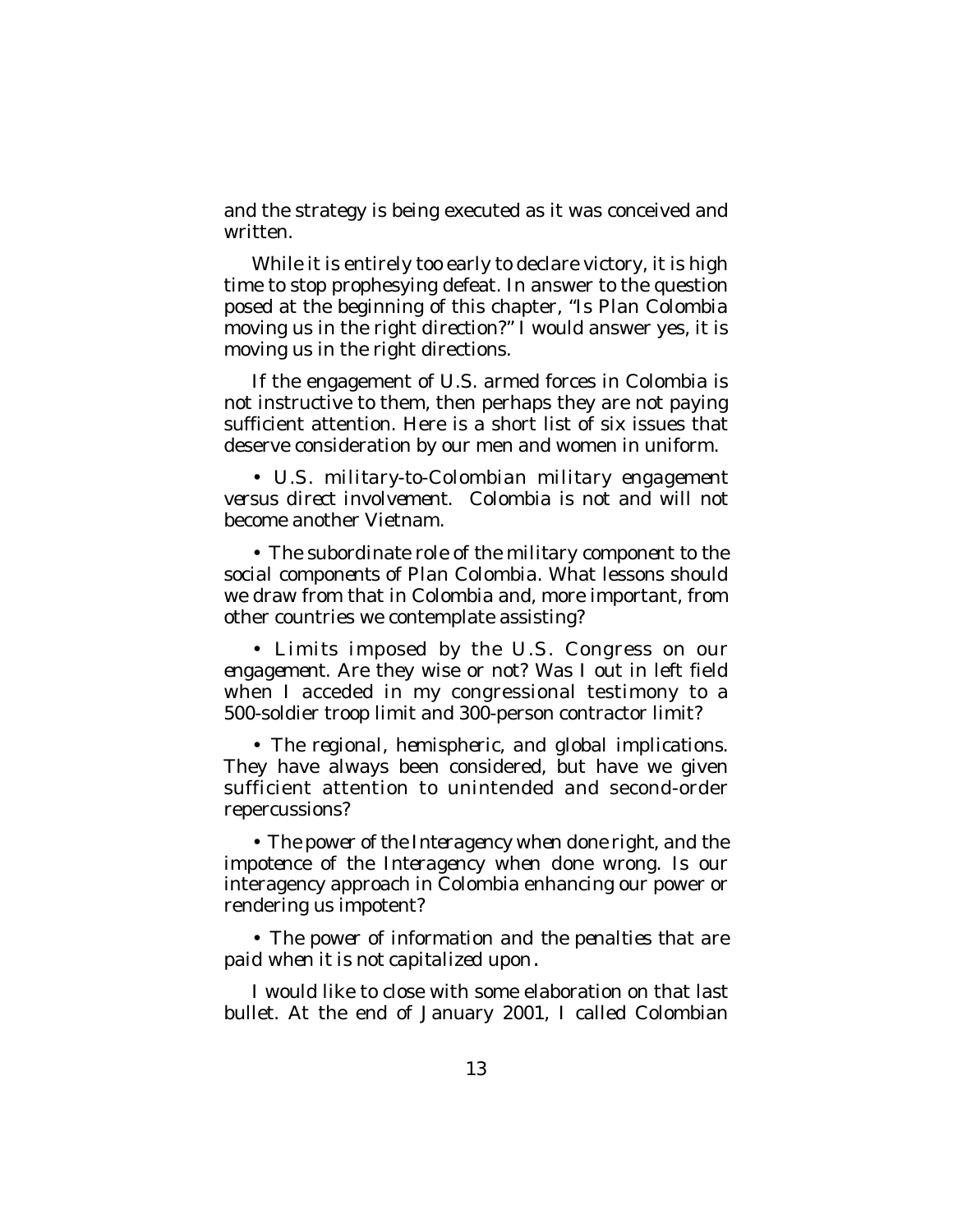and the strategy is being executed as it was conceived and written.

While it is entirely too early to declare victory, it is high time to stop prophesying defeat. In answer to the question posed at the beginning of this chapter, "Is Plan Colombia moving us in the right direction?" I would answer yes, it is moving us in the right directions.

If the engagement of U.S. armed forces in Colombia is not instructive to them, then perhaps they are not paying sufficient attention. Here is a short list of six issues that deserve consideration by our men and women in uniform.

• *U.S. military-to-Colombian military engagement versus direct involvement.* Colombia is not and will not become another Vietnam.

• *The subordinate role of the military component to the social components of Plan Colombia.* What lessons should we draw from that in Colombia and, more important, from other countries we contemplate assisting?

• *Limits imposed by the U.S. Congress on our engagement.* Are they wise or not? Was I out in left field when I acceded in my congressional testimony to a 500-soldier troop limit and 300-person contractor limit?

• *The regional, hemispheric, and global implications.* They have always been considered, but have we given sufficient attention to unintended and second-order repercussions?

• *The power of the Interagency when done right, and the impotence of the Interagency when done wrong.* Is our interagency approach in Colombia enhancing our power or rendering us impotent?

• *The power of information and the penalties that are paid when it is not capitalized upon.*

I would like to close with some elaboration on that last bullet. At the end of January 2001, I called Colombian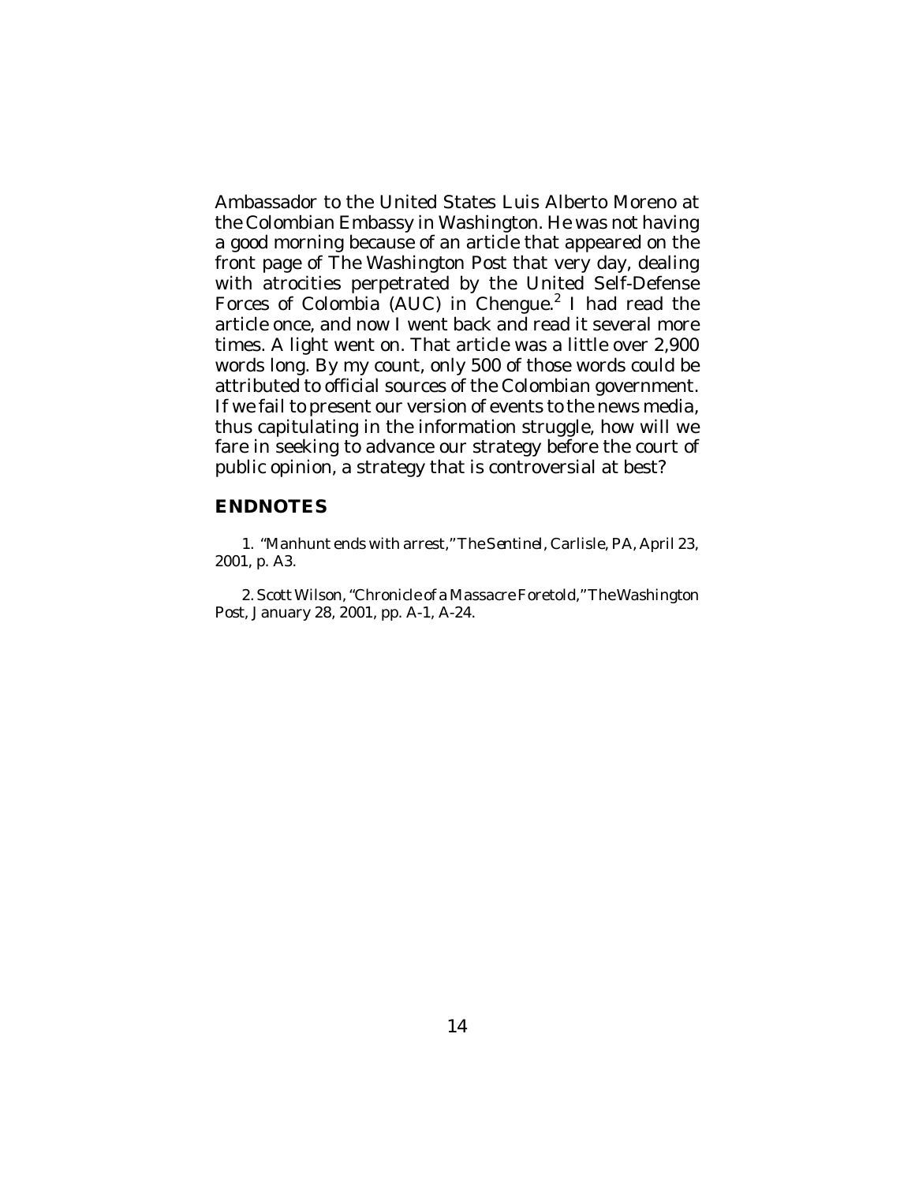Ambassador to the United States Luis Alberto Moreno at the Colombian Embassy in Washington. He was not having a good morning because of an article that appeared on the front page of The Washington Post that very day, dealing with atrocities perpetrated by the United Self-Defense Forces of Colombia (AUC) in Chengue.[2] I had read the article once, and now I went back and read it several more times. A light went on. That article was a little over 2,900 words long. By my count, only 500 of those words could be attributed to official sources of the Colombian government. If we fail to present our version of events to the news media, thus capitulating in the information struggle, how will we fare in seeking to advance our strategy before the court of public opinion, a strategy that is controversial at best?

## ENDNOTES

1. "Manhunt ends with arrest," *The Sentinel*, Carlisle, PA, April 23, 2001, p. A3.

2. Scott Wilson, "Chronicle of a Massacre Foretold," *The Washington Post*, January 28, 2001, pp. A-1, A-24.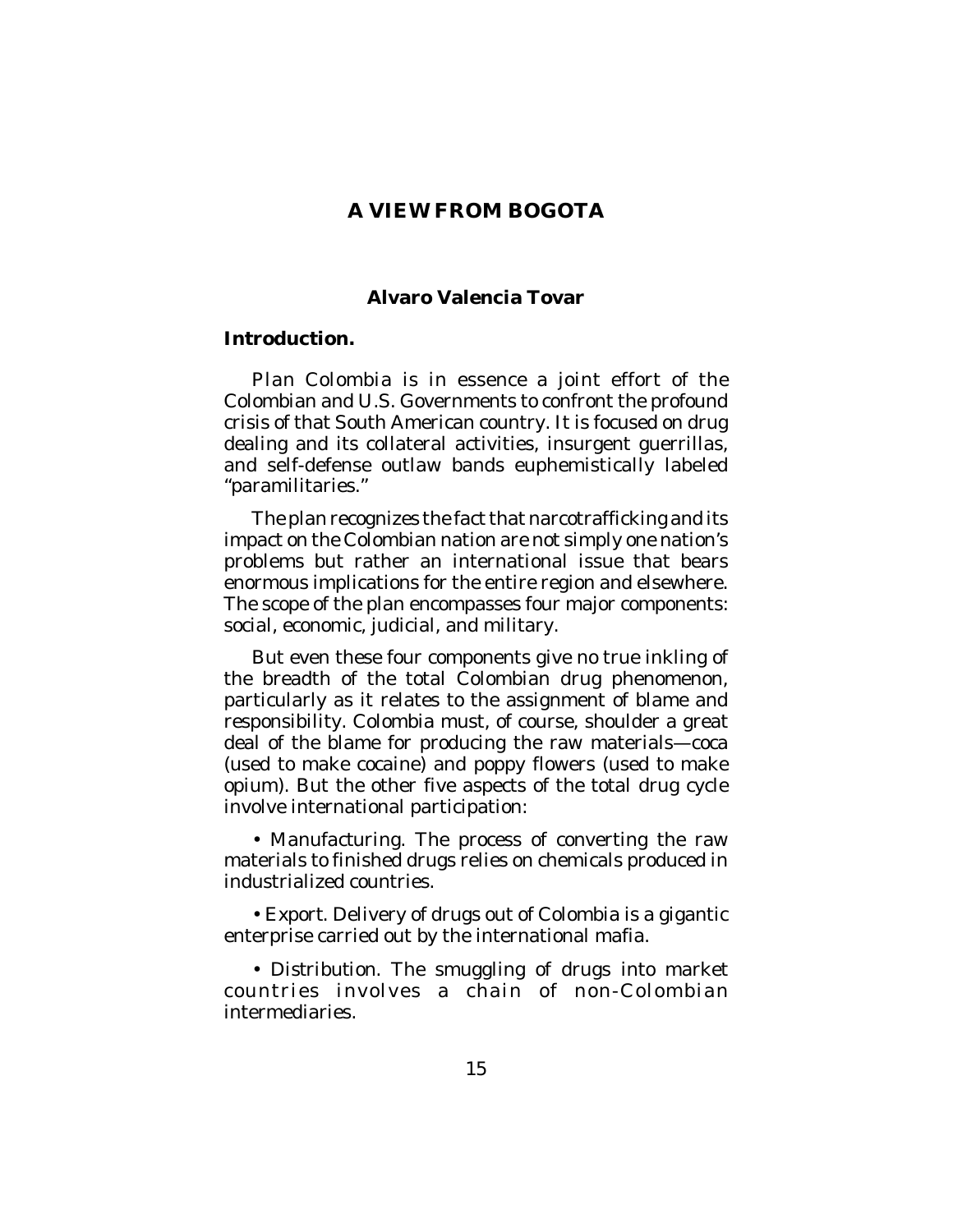# A VIEW FROM BOGOTA

### Alvaro Valencia Tovar

## Introduction.

Plan Colombia is in essence a joint effort of the Colombian and U.S. Governments to confront the profound crisis of that South American country. It is focused on drug dealing and its collateral activities, insurgent guerrillas, and self-defense outlaw bands euphemistically labeled "paramilitaries."

The plan recognizes the fact that narcotrafficking and its impact on the Colombian nation are not simply one nation's problems but rather an international issue that bears enormous implications for the entire region and elsewhere. The scope of the plan encompasses four major components: social, economic, judicial, and military.

But even these four components give no true inkling of the breadth of the total Colombian drug phenomenon, particularly as it relates to the assignment of blame and responsibility. Colombia must, of course, shoulder a great deal of the blame for producing the raw materials—coca (used to make cocaine) and poppy flowers (used to make opium). But the other five aspects of the total drug cycle involve international participation:

- Manufacturing. The process of converting the raw materials to finished drugs relies on chemicals produced in industrialized countries.

- Export. Delivery of drugs out of Colombia is a gigantic enterprise carried out by the international mafia.

- Distribution. The smuggling of drugs into market countries involves a chain of non-Colombian intermediaries.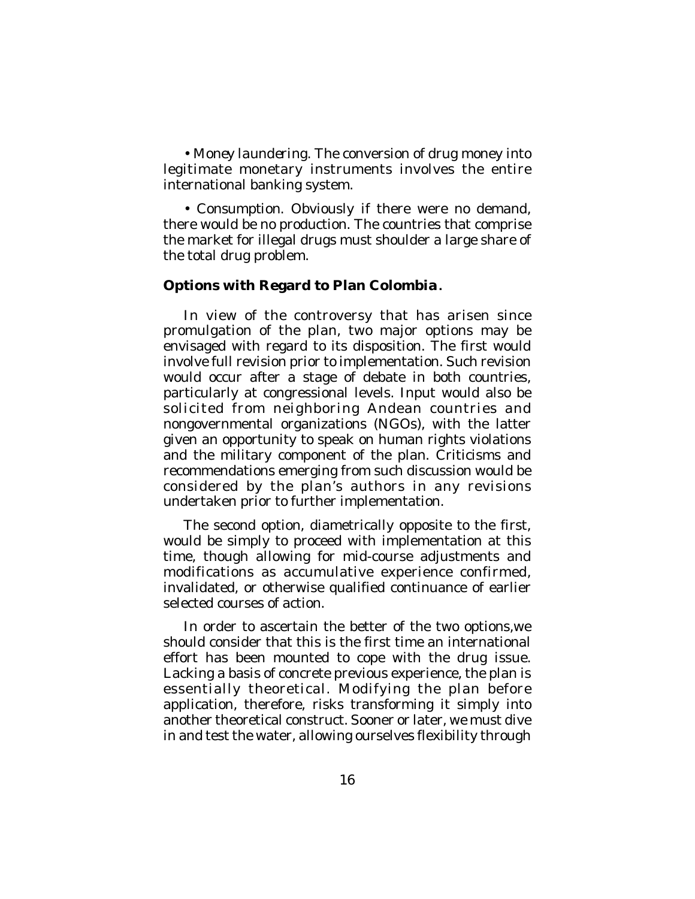• *Money laundering*. The conversion of drug money into legitimate monetary instruments involves the entire international banking system.

• *Consumption*. Obviously if there were no demand, there would be no production. The countries that comprise the market for illegal drugs must shoulder a large share of the total drug problem.

**Options with Regard to Plan Colombia**.

In view of the controversy that has arisen since promulgation of the plan, two major options may be envisaged with regard to its disposition. The first would involve full revision prior to implementation. Such revision would occur after a stage of debate in both countries, particularly at congressional levels. Input would also be solicited from neighboring Andean countries and nongovernmental organizations (NGOs), with the latter given an opportunity to speak on human rights violations and the military component of the plan. Criticisms and recommendations emerging from such discussion would be considered by the plan's authors in any revisions undertaken prior to further implementation.

The second option, diametrically opposite to the first, would be simply to proceed with implementation at this time, though allowing for mid-course adjustments and modifications as accumulative experience confirmed, invalidated, or otherwise qualified continuance of earlier selected courses of action.

In order to ascertain the better of the two options,we should consider that this is the first time an international effort has been mounted to cope with the drug issue. Lacking a basis of concrete previous experience, the plan is essentially theoretical. Modifying the plan before application, therefore, risks transforming it simply into another theoretical construct. Sooner or later, we must dive in and test the water, allowing ourselves flexibility through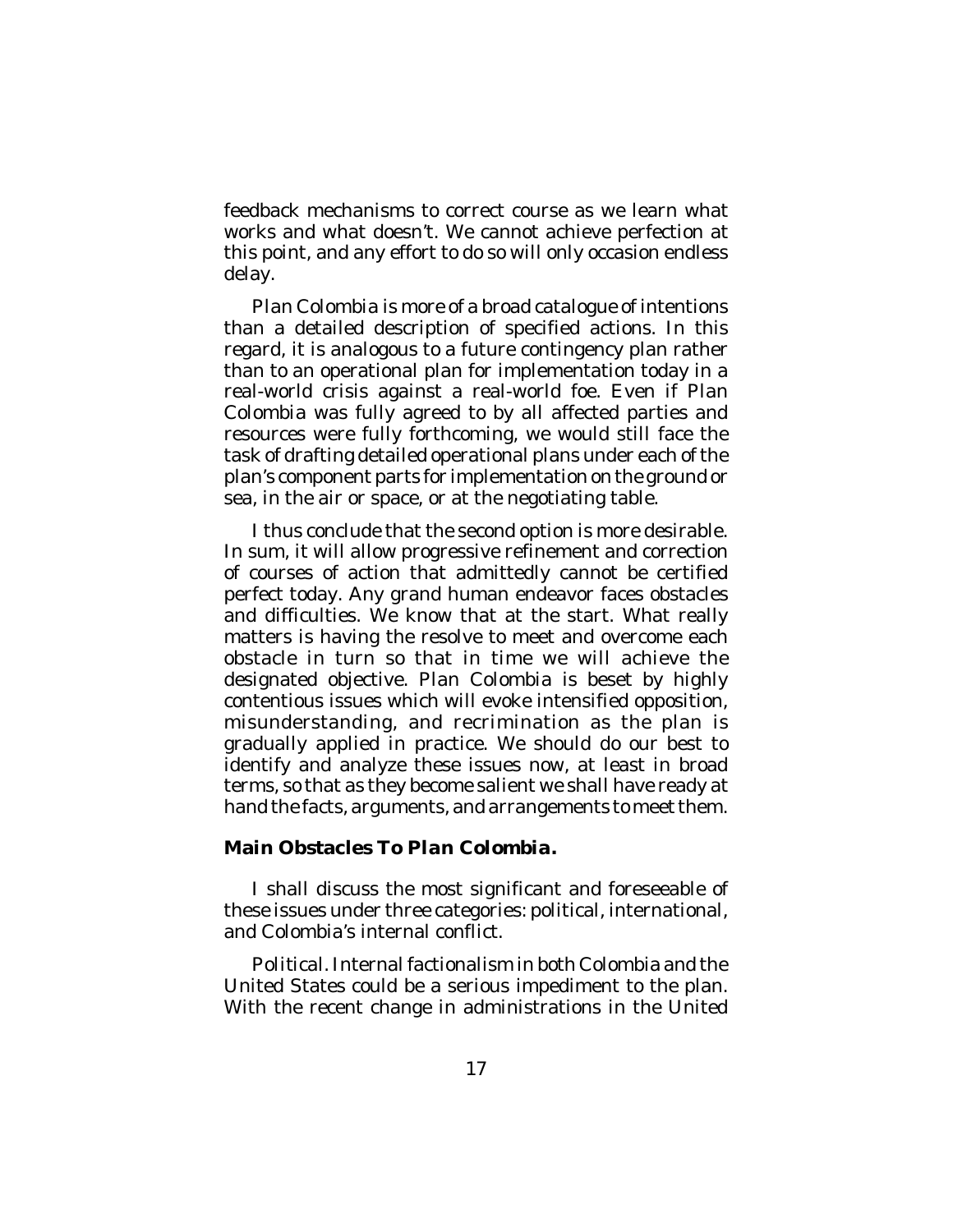feedback mechanisms to correct course as we learn what works and what doesn't. We cannot achieve perfection at this point, and any effort to do so will only occasion endless delay.

*Plan Colombia* is more of a broad catalogue of intentions than a detailed description of specified actions. In this regard, it is analogous to a future contingency plan rather than to an operational plan for implementation today in a real-world crisis against a real-world foe. Even if *Plan Colombia* was fully agreed to by all affected parties and resources were fully forthcoming, we would still face the task of drafting detailed operational plans under each of the plan's component parts for implementation on the ground or sea, in the air or space, or at the negotiating table.

I thus conclude that the second option is more desirable. In sum, it will allow progressive refinement and correction of courses of action that admittedly cannot be certified perfect today. Any grand human endeavor faces obstacles and difficulties. We know that at the start. What really matters is having the resolve to meet and overcome each obstacle in turn so that in time we will achieve the designated objective. *Plan Colombia* is beset by highly contentious issues which will evoke intensified opposition, misunderstanding, and recrimination as the plan is gradually applied in practice. We should do our best to identify and analyze these issues now, at least in broad terms, so that as they become salient we shall have ready at hand the facts, arguments, and arrangements to meet them.

### Main Obstacles To *Plan Colombia*.

I shall discuss the most significant and foreseeable of these issues under three categories: political, international, and Colombia's internal conflict.

*Political*. Internal factionalism in both Colombia and the United States could be a serious impediment to the plan. With the recent change in administrations in the United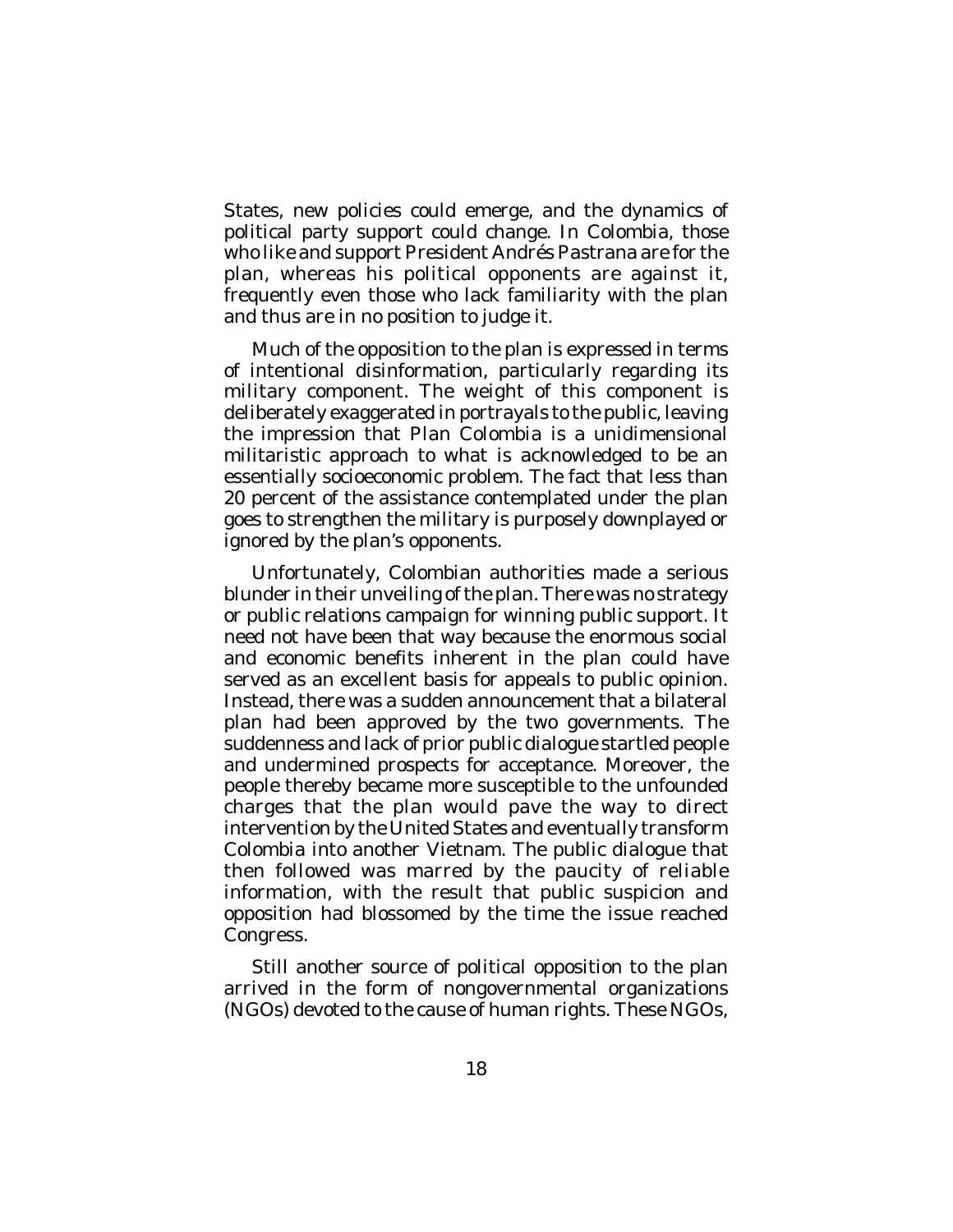States, new policies could emerge, and the dynamics of political party support could change. In Colombia, those who like and support President Andrés Pastrana are for the plan, whereas his political opponents are against it, frequently even those who lack familiarity with the plan and thus are in no position to judge it.

Much of the opposition to the plan is expressed in terms of intentional disinformation, particularly regarding its military component. The weight of this component is deliberately exaggerated in portrayals to the public, leaving the impression that Plan Colombia is a unidimensional militaristic approach to what is acknowledged to be an essentially socioeconomic problem. The fact that less than 20 percent of the assistance contemplated under the plan goes to strengthen the military is purposely downplayed or ignored by the plan's opponents.

Unfortunately, Colombian authorities made a serious blunder in their unveiling of the plan. There was no strategy or public relations campaign for winning public support. It need not have been that way because the enormous social and economic benefits inherent in the plan could have served as an excellent basis for appeals to public opinion. Instead, there was a sudden announcement that a bilateral plan had been approved by the two governments. The suddenness and lack of prior public dialogue startled people and undermined prospects for acceptance. Moreover, the people thereby became more susceptible to the unfounded charges that the plan would pave the way to direct intervention by the United States and eventually transform Colombia into another Vietnam. The public dialogue that then followed was marred by the paucity of reliable information, with the result that public suspicion and opposition had blossomed by the time the issue reached Congress.

Still another source of political opposition to the plan arrived in the form of nongovernmental organizations (NGOs) devoted to the cause of human rights. These NGOs,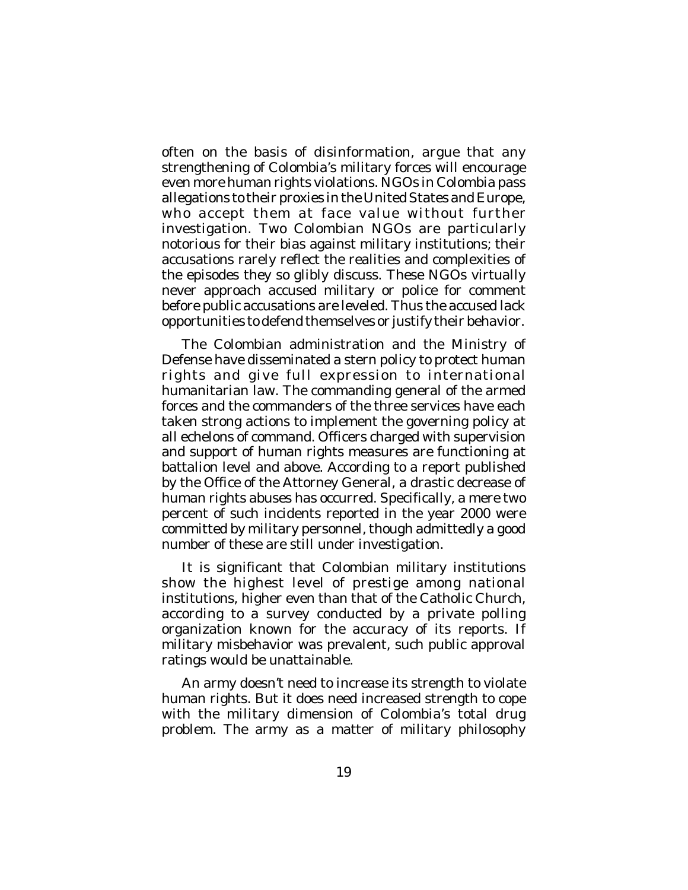often on the basis of disinformation, argue that any strengthening of Colombia's military forces will encourage even more human rights violations. NGOs in Colombia pass allegations to their proxies in the United States and Europe, who accept them at face value without further investigation. Two Colombian NGOs are particularly notorious for their bias against military institutions; their accusations rarely reflect the realities and complexities of the episodes they so glibly discuss. These NGOs virtually never approach accused military or police for comment before public accusations are leveled. Thus the accused lack opportunities to defend themselves or justify their behavior.

The Colombian administration and the Ministry of Defense have disseminated a stern policy to protect human rights and give full expression to international humanitarian law. The commanding general of the armed forces and the commanders of the three services have each taken strong actions to implement the governing policy at all echelons of command. Officers charged with supervision and support of human rights measures are functioning at battalion level and above. According to a report published by the Office of the Attorney General, a drastic decrease of human rights abuses has occurred. Specifically, a mere two percent of such incidents reported in the year 2000 were committed by military personnel, though admittedly a good number of these are still under investigation.

It is significant that Colombian military institutions show the highest level of prestige among national institutions, higher even than that of the Catholic Church, according to a survey conducted by a private polling organization known for the accuracy of its reports. If military misbehavior was prevalent, such public approval ratings would be unattainable.

An army doesn't need to increase its strength to violate human rights. But it does need increased strength to cope with the military dimension of Colombia's total drug problem. The army as a matter of military philosophy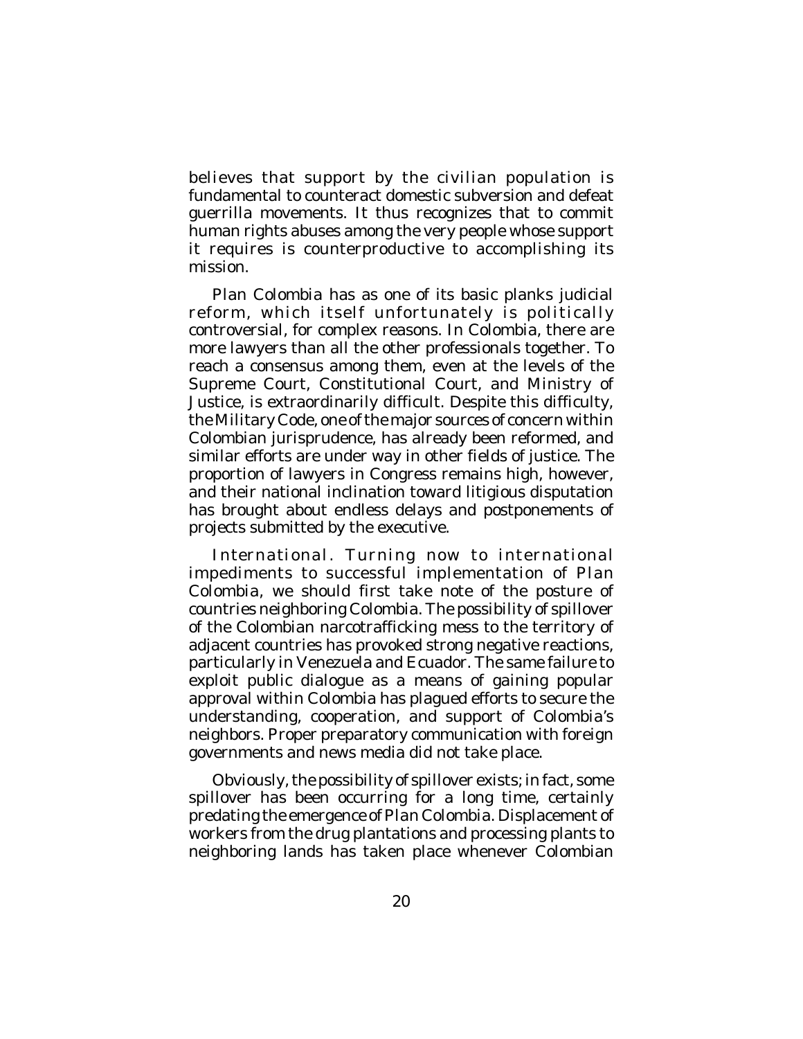believes that support by the civilian population is fundamental to counteract domestic subversion and defeat guerrilla movements. It thus recognizes that to commit human rights abuses among the very people whose support it requires is counterproductive to accomplishing its mission.

Plan Colombia has as one of its basic planks judicial reform, which itself unfortunately is politically controversial, for complex reasons. In Colombia, there are more lawyers than all the other professionals together. To reach a consensus among them, even at the levels of the Supreme Court, Constitutional Court, and Ministry of Justice, is extraordinarily difficult. Despite this difficulty, the Military Code, one of the major sources of concern within Colombian jurisprudence, has already been reformed, and similar efforts are under way in other fields of justice. The proportion of lawyers in Congress remains high, however, and their national inclination toward litigious disputation has brought about endless delays and postponements of projects submitted by the executive.

*International*. Turning now to international impediments to successful implementation of Plan Colombia, we should first take note of the posture of countries neighboring Colombia. The possibility of spillover of the Colombian narcotrafficking mess to the territory of adjacent countries has provoked strong negative reactions, particularly in Venezuela and Ecuador. The same failure to exploit public dialogue as a means of gaining popular approval within Colombia has plagued efforts to secure the understanding, cooperation, and support of Colombia's neighbors. Proper preparatory communication with foreign governments and news media did not take place.

Obviously, the possibility of spillover exists; in fact, some spillover has been occurring for a long time, certainly predating the emergence of Plan Colombia. Displacement of workers from the drug plantations and processing plants to neighboring lands has taken place whenever Colombian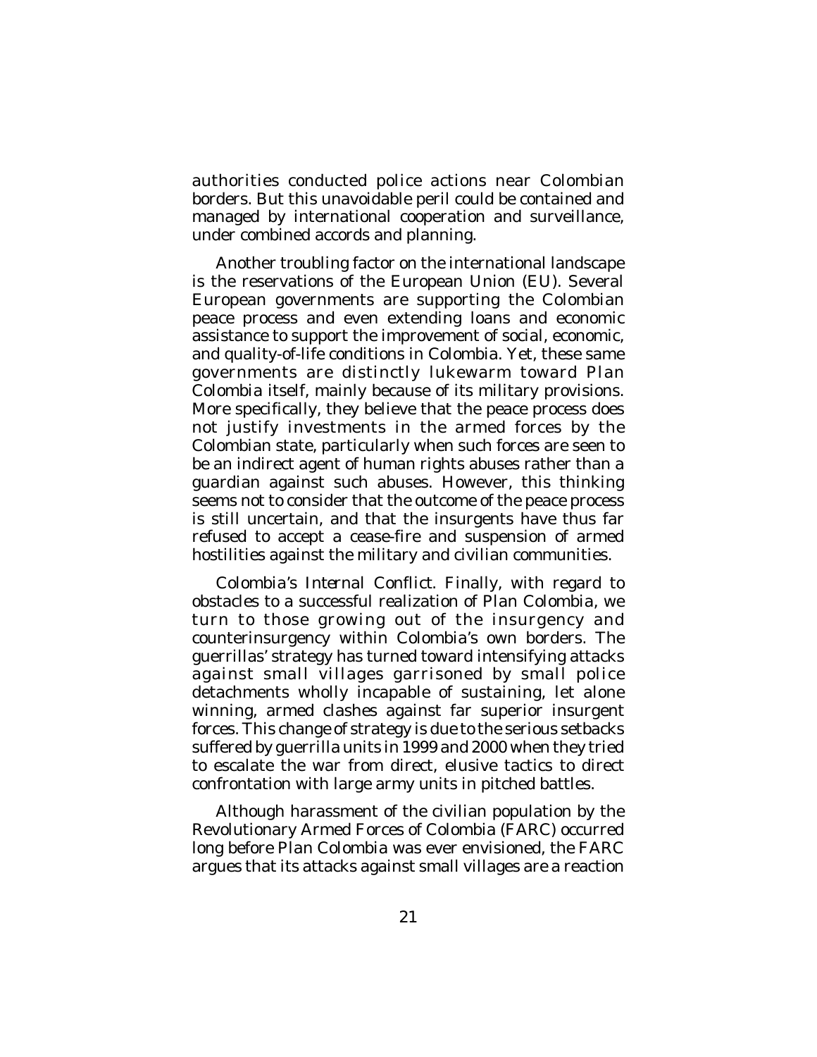authorities conducted police actions near Colombian borders. But this unavoidable peril could be contained and managed by international cooperation and surveillance, under combined accords and planning.

Another troubling factor on the international landscape is the reservations of the European Union (EU). Several European governments are supporting the Colombian peace process and even extending loans and economic assistance to support the improvement of social, economic, and quality-of-life conditions in Colombia. Yet, these same governments are distinctly lukewarm toward Plan Colombia itself, mainly because of its military provisions. More specifically, they believe that the peace process does not justify investments in the armed forces by the Colombian state, particularly when such forces are seen to be an indirect agent of human rights abuses rather than a guardian against such abuses. However, this thinking seems not to consider that the outcome of the peace process is still uncertain, and that the insurgents have thus far refused to accept a cease-fire and suspension of armed hostilities against the military and civilian communities.

*Colombia's Internal Conflict*. Finally, with regard to obstacles to a successful realization of Plan Colombia, we turn to those growing out of the insurgency and counterinsurgency within Colombia's own borders. The guerrillas' strategy has turned toward intensifying attacks against small villages garrisoned by small police detachments wholly incapable of sustaining, let alone winning, armed clashes against far superior insurgent forces. This change of strategy is due to the serious setbacks suffered by guerrilla units in 1999 and 2000 when they tried to escalate the war from direct, elusive tactics to direct confrontation with large army units in pitched battles.

Although harassment of the civilian population by the Revolutionary Armed Forces of Colombia (FARC) occurred long before Plan Colombia was ever envisioned, the FARC argues that its attacks against small villages are a reaction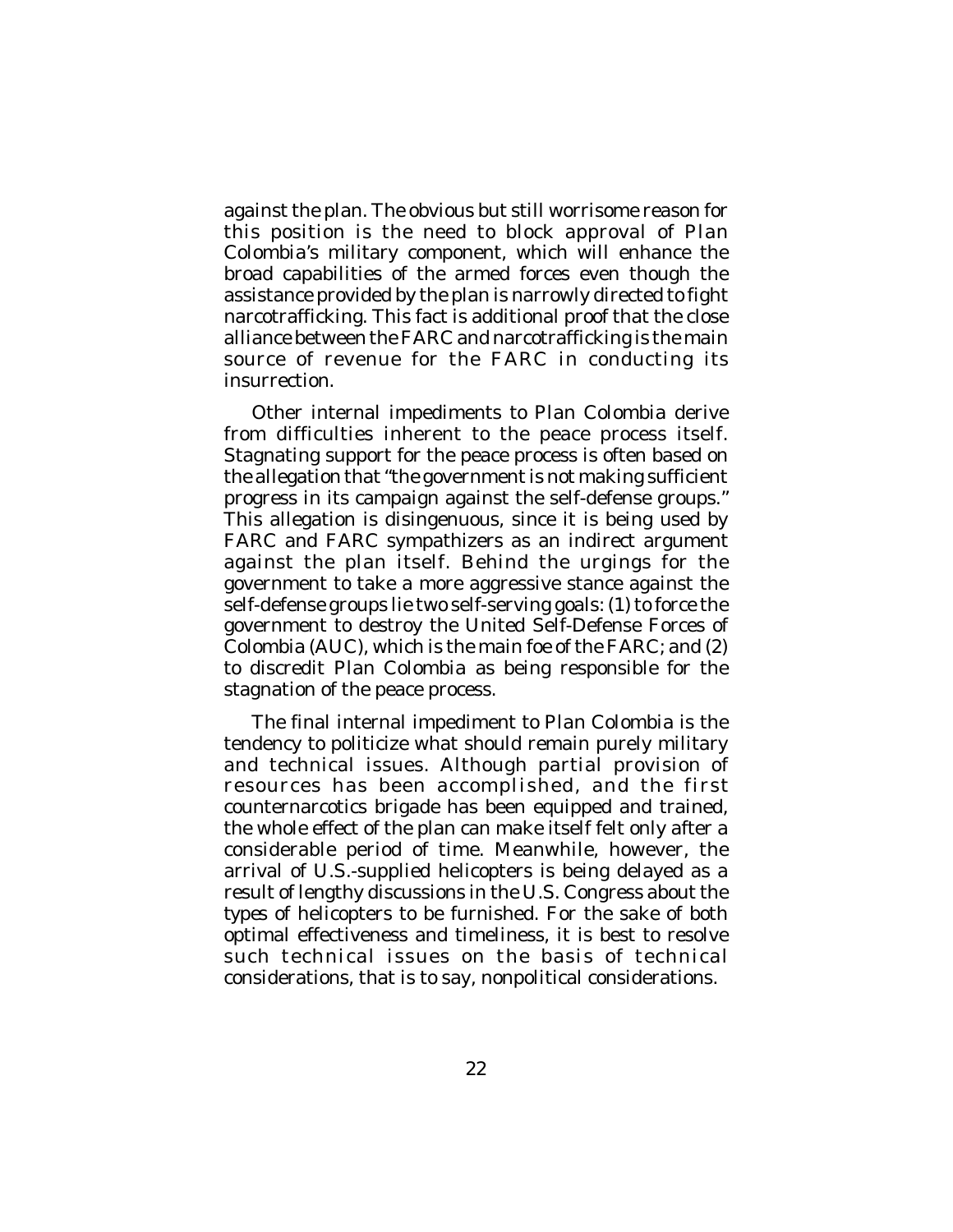against the plan. The obvious but still worrisome reason for this position is the need to block approval of Plan Colombia's military component, which will enhance the broad capabilities of the armed forces even though the assistance provided by the plan is narrowly directed to fight narcotrafficking. This fact is additional proof that the close alliance between the FARC and narcotrafficking is the main source of revenue for the FARC in conducting its insurrection.

Other internal impediments to Plan Colombia derive from difficulties inherent to the peace process itself. Stagnating support for the peace process is often based on the allegation that "the government is not making sufficient progress in its campaign against the self-defense groups." This allegation is disingenuous, since it is being used by FARC and FARC sympathizers as an indirect argument against the plan itself. Behind the urgings for the government to take a more aggressive stance against the self-defense groups lie two self-serving goals: (1) to force the government to destroy the United Self-Defense Forces of Colombia (AUC), which is the main foe of the FARC; and (2) to discredit Plan Colombia as being responsible for the stagnation of the peace process.

The final internal impediment to Plan Colombia is the tendency to politicize what should remain purely military and technical issues. Although partial provision of resources has been accomplished, and the first counternarcotics brigade has been equipped and trained, the whole effect of the plan can make itself felt only after a considerable period of time. Meanwhile, however, the arrival of U.S.-supplied helicopters is being delayed as a result of lengthy discussions in the U.S. Congress about the types of helicopters to be furnished. For the sake of both optimal effectiveness and timeliness, it is best to resolve such technical issues on the basis of technical considerations, that is to say, nonpolitical considerations.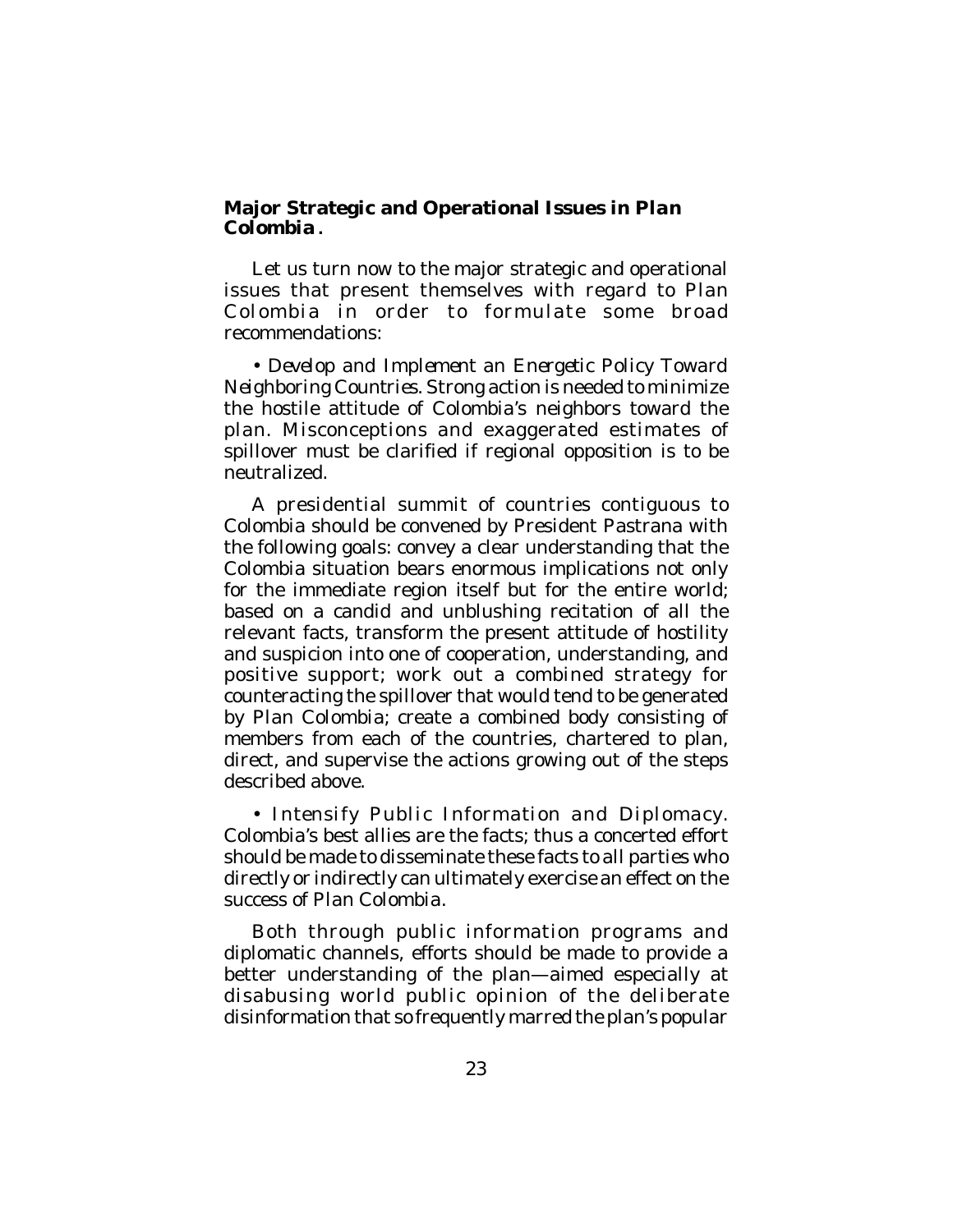**Major Strategic and Operational Issues in *Plan Colombia*.**

Let us turn now to the major strategic and operational issues that present themselves with regard to Plan Colombia in order to formulate some broad recommendations:

• *Develop and Implement an Energetic Policy Toward Neighboring Countries*. Strong action is needed to minimize the hostile attitude of Colombia's neighbors toward the plan. Misconceptions and exaggerated estimates of spillover must be clarified if regional opposition is to be neutralized.

A presidential summit of countries contiguous to Colombia should be convened by President Pastrana with the following goals: convey a clear understanding that the Colombia situation bears enormous implications not only for the immediate region itself but for the entire world; based on a candid and unblushing recitation of all the relevant facts, transform the present attitude of hostility and suspicion into one of cooperation, understanding, and positive support; work out a combined strategy for counteracting the spillover that would tend to be generated by Plan Colombia; create a combined body consisting of members from each of the countries, chartered to plan, direct, and supervise the actions growing out of the steps described above.

• *Intensify Public Information and Diplomacy*. Colombia's best allies are the facts; thus a concerted effort should be made to disseminate these facts to all parties who directly or indirectly can ultimately exercise an effect on the success of Plan Colombia.

Both through public information programs and diplomatic channels, efforts should be made to provide a better understanding of the plan—aimed especially at disabusing world public opinion of the deliberate disinformation that so frequently marred the plan's popular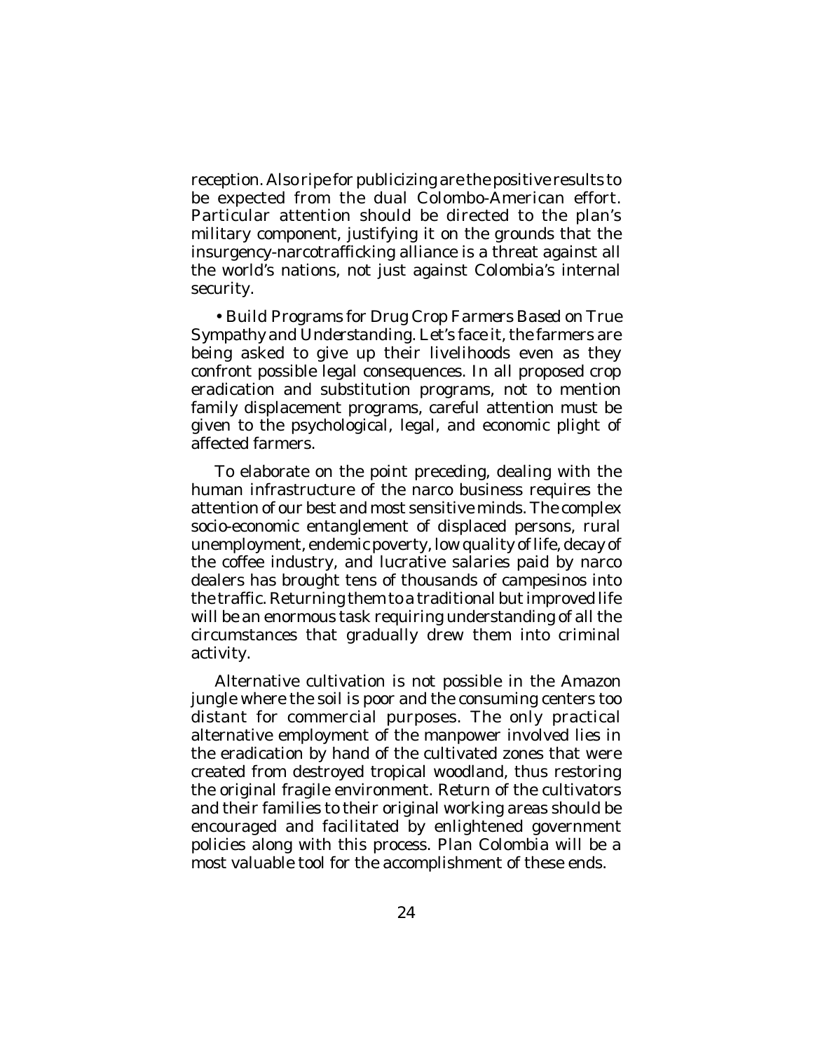reception. Also ripe for publicizing are the positive results to be expected from the dual Colombo-American effort. Particular attention should be directed to the plan's military component, justifying it on the grounds that the insurgency-narcotrafficking alliance is a threat against all the world's nations, not just against Colombia's internal security.

• *Build Programs for Drug Crop Farmers Based on True Sympathy and Understanding.* Let's face it, the farmers are being asked to give up their livelihoods even as they confront possible legal consequences. In all proposed crop eradication and substitution programs, not to mention family displacement programs, careful attention must be given to the psychological, legal, and economic plight of affected farmers.

To elaborate on the point preceding, dealing with the human infrastructure of the narco business requires the attention of our best and most sensitive minds. The complex socio-economic entanglement of displaced persons, rural unemployment, endemic poverty, low quality of life, decay of the coffee industry, and lucrative salaries paid by narco dealers has brought tens of thousands of *campesinos* into the traffic. Returning them to a traditional but improved life will be an enormous task requiring understanding of all the circumstances that gradually drew them into criminal activity.

Alternative cultivation is not possible in the Amazon jungle where the soil is poor and the consuming centers too distant for commercial purposes. The only practical alternative employment of the manpower involved lies in the eradication by hand of the cultivated zones that were created from destroyed tropical woodland, thus restoring the original fragile environment. Return of the cultivators and their families to their original working areas should be encouraged and facilitated by enlightened government policies along with this process. Plan Colombia will be a most valuable tool for the accomplishment of these ends.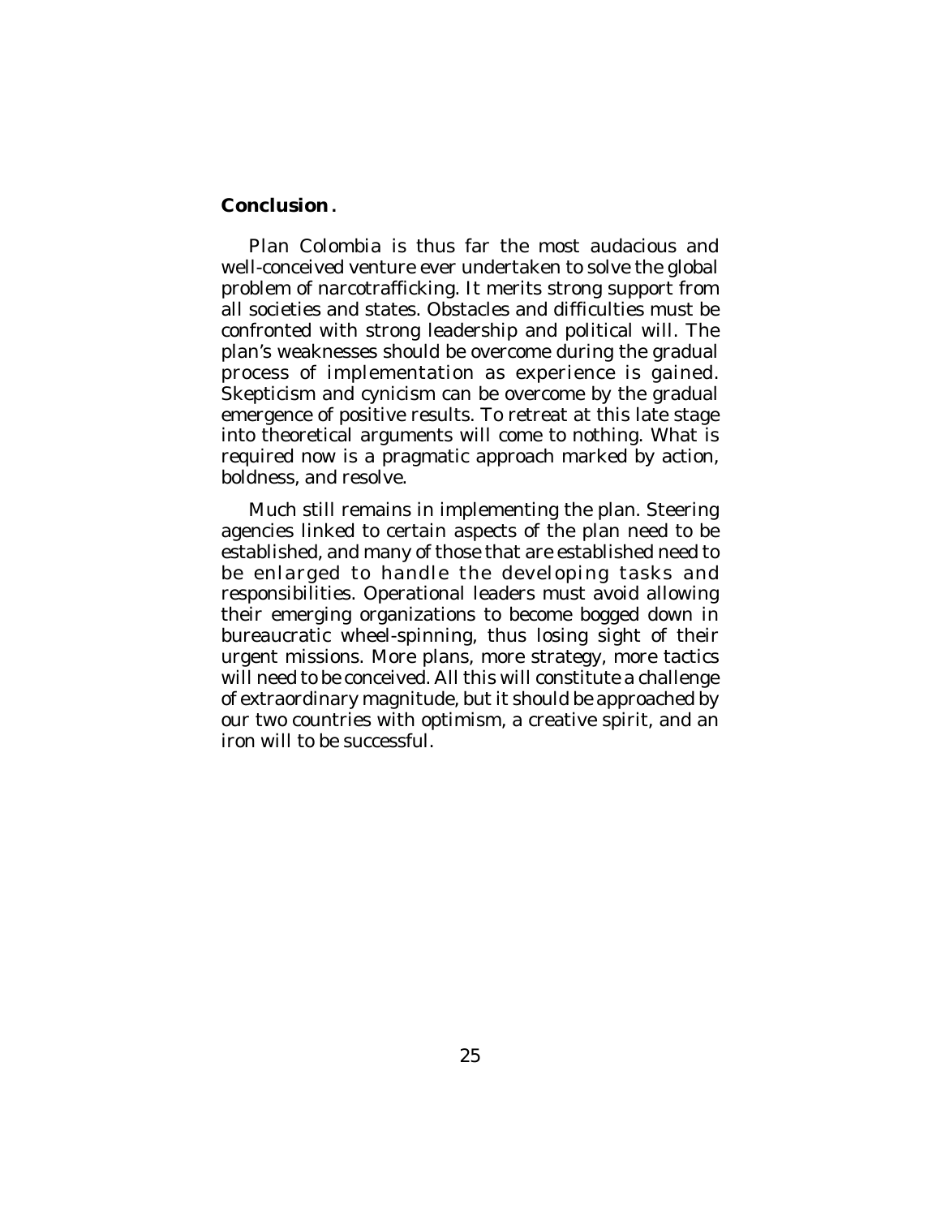**Conclusion.**

Plan Colombia is thus far the most audacious and well-conceived venture ever undertaken to solve the global problem of narcotrafficking. It merits strong support from all societies and states. Obstacles and difficulties must be confronted with strong leadership and political will. The plan's weaknesses should be overcome during the gradual process of implementation as experience is gained. Skepticism and cynicism can be overcome by the gradual emergence of positive results. To retreat at this late stage into theoretical arguments will come to nothing. What is required now is a pragmatic approach marked by action, boldness, and resolve.

Much still remains in implementing the plan. Steering agencies linked to certain aspects of the plan need to be established, and many of those that are established need to be enlarged to handle the developing tasks and responsibilities. Operational leaders must avoid allowing their emerging organizations to become bogged down in bureaucratic wheel-spinning, thus losing sight of their urgent missions. More plans, more strategy, more tactics will need to be conceived. All this will constitute a challenge of extraordinary magnitude, but it should be approached by our two countries with optimism, a creative spirit, and an iron will to be successful.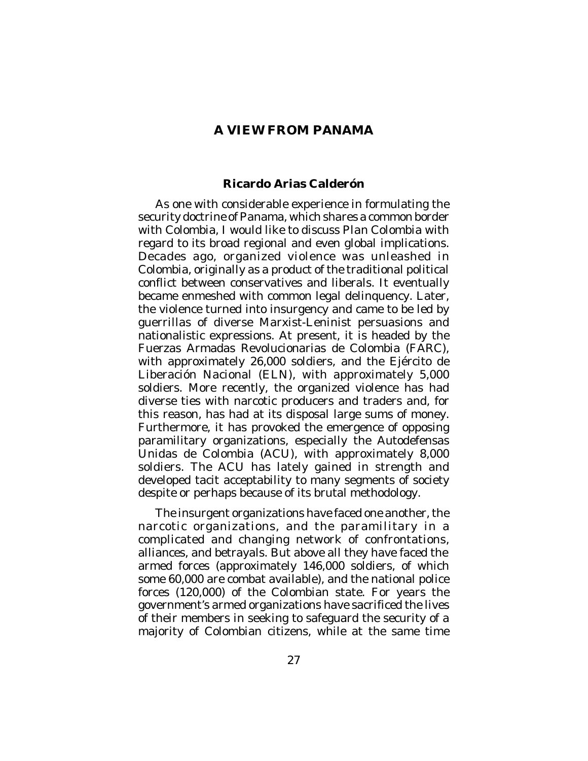# A VIEW FROM PANAMA

### Ricardo Arias Calderón

As one with considerable experience in formulating the security doctrine of Panama, which shares a common border with Colombia, I would like to discuss *Plan Colombia* with regard to its broad regional and even global implications. Decades ago, organized violence was unleashed in Colombia, originally as a product of the traditional political conflict between conservatives and liberals. It eventually became enmeshed with common legal delinquency. Later, the violence turned into insurgency and came to be led by guerrillas of diverse Marxist-Leninist persuasions and nationalistic expressions. At present, it is headed by the Fuerzas Armadas Revolucionarias de Colombia (FARC), with approximately 26,000 soldiers, and the Ejército de Liberación Nacional (ELN), with approximately 5,000 soldiers. More recently, the organized violence has had diverse ties with narcotic producers and traders and, for this reason, has had at its disposal large sums of money. Furthermore, it has provoked the emergence of opposing paramilitary organizations, especially the Autodefensas Unidas de Colombia (ACU), with approximately 8,000 soldiers. The ACU has lately gained in strength and developed tacit acceptability to many segments of society despite or perhaps because of its brutal methodology.

The insurgent organizations have faced one another, the narcotic organizations, and the paramilitary in a complicated and changing network of confrontations, alliances, and betrayals. But above all they have faced the armed forces (approximately 146,000 soldiers, of which some 60,000 are combat available), and the national police forces (120,000) of the Colombian state. For years the government's armed organizations have sacrificed the lives of their members in seeking to safeguard the security of a majority of Colombian citizens, while at the same time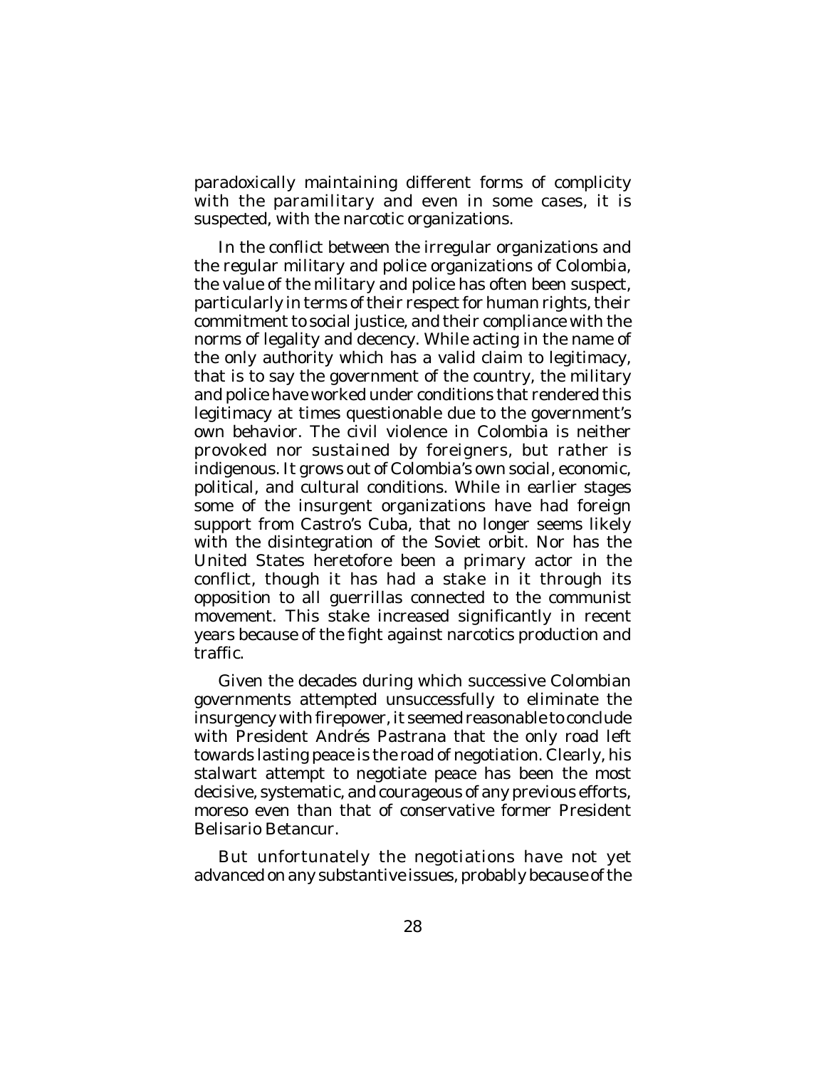paradoxically maintaining different forms of complicity with the paramilitary and even in some cases, it is suspected, with the narcotic organizations.

In the conflict between the irregular organizations and the regular military and police organizations of Colombia, the value of the military and police has often been suspect, particularly in terms of their respect for human rights, their commitment to social justice, and their compliance with the norms of legality and decency. While acting in the name of the only authority which has a valid claim to legitimacy, that is to say the government of the country, the military and police have worked under conditions that rendered this legitimacy at times questionable due to the government's own behavior. The civil violence in Colombia is neither provoked nor sustained by foreigners, but rather is indigenous. It grows out of Colombia's own social, economic, political, and cultural conditions. While in earlier stages some of the insurgent organizations have had foreign support from Castro's Cuba, that no longer seems likely with the disintegration of the Soviet orbit. Nor has the United States heretofore been a primary actor in the conflict, though it has had a stake in it through its opposition to all guerrillas connected to the communist movement. This stake increased significantly in recent years because of the fight against narcotics production and traffic.

Given the decades during which successive Colombian governments attempted unsuccessfully to eliminate the insurgency with firepower, it seemed reasonable to conclude with President Andrés Pastrana that the only road left towards lasting peace is the road of negotiation. Clearly, his stalwart attempt to negotiate peace has been the most decisive, systematic, and courageous of any previous efforts, moreso even than that of conservative former President Belisario Betancur.

But unfortunately the negotiations have not yet advanced on any substantive issues, probably because of the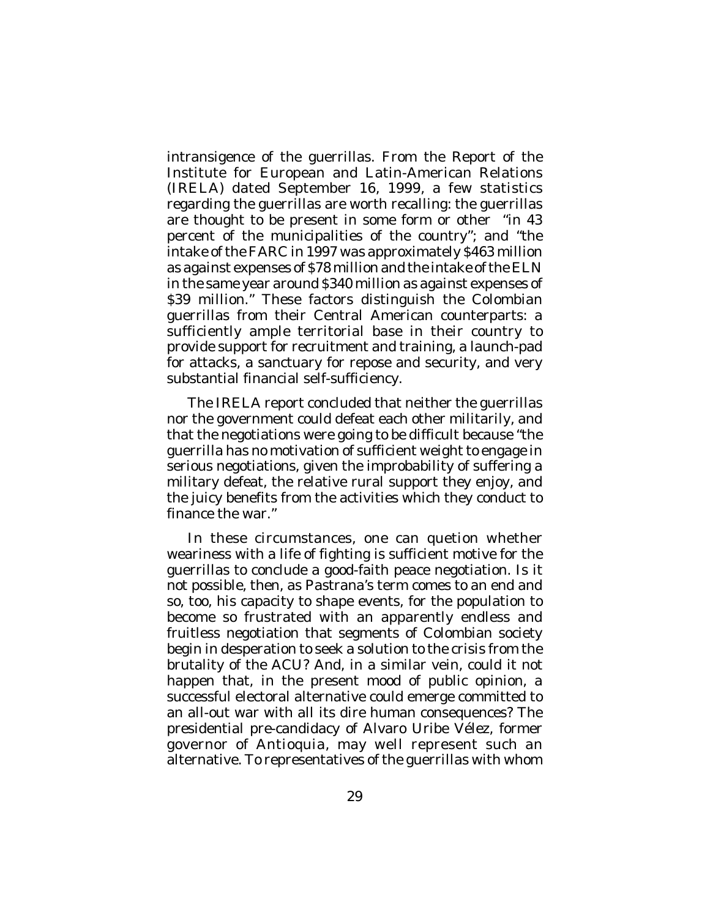intransigence of the guerrillas. From the Report of the Institute for European and Latin-American Relations (IRELA) dated September 16, 1999, a few statistics regarding the guerrillas are worth recalling: the guerrillas are thought to be present in some form or other "in 43 percent of the municipalities of the country"; and "the intake of the FARC in 1997 was approximately $463 million as against expenses of $78 million and the intake of the ELN in the same year around $340 million as against expenses of $39 million." These factors distinguish the Colombian guerrillas from their Central American counterparts: a sufficiently ample territorial base in their country to provide support for recruitment and training, a launch-pad for attacks, a sanctuary for repose and security, and very substantial financial self-sufficiency.

The IRELA report concluded that neither the guerrillas nor the government could defeat each other militarily, and that the negotiations were going to be difficult because "the guerrilla has no motivation of sufficient weight to engage in serious negotiations, given the improbability of suffering a military defeat, the relative rural support they enjoy, and the juicy benefits from the activities which they conduct to finance the war."

In these circumstances, one can quetion whether weariness with a life of fighting is sufficient motive for the guerrillas to conclude a good-faith peace negotiation. Is it not possible, then, as Pastrana's term comes to an end and so, too, his capacity to shape events, for the population to become so frustrated with an apparently endless and fruitless negotiation that segments of Colombian society begin in desperation to seek a solution to the crisis from the brutality of the ACU? And, in a similar vein, could it not happen that, in the present mood of public opinion, a successful electoral alternative could emerge committed to an all-out war with all its dire human consequences? The presidential pre-candidacy of Alvaro Uribe Vélez, former governor of Antioquia, may well represent such an alternative. To representatives of the guerrillas with whom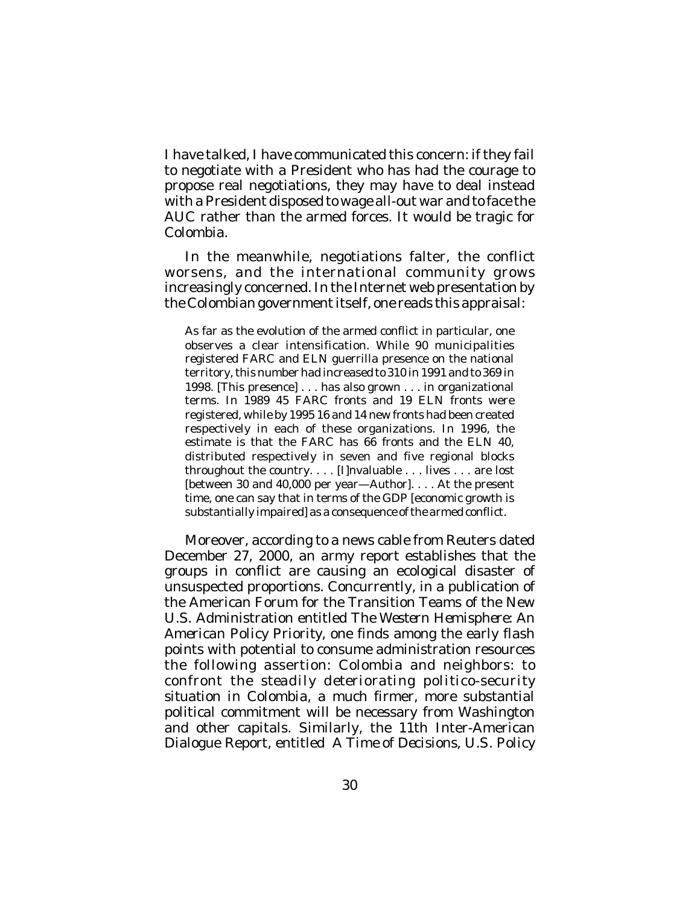I have talked, I have communicated this concern: if they fail to negotiate with a President who has had the courage to propose real negotiations, they may have to deal instead with a President disposed to wage all-out war and to face the AUC rather than the armed forces. It would be tragic for Colombia.

In the meanwhile, negotiations falter, the conflict worsens, and the international community grows increasingly concerned. In the Internet web presentation by the Colombian government itself, one reads this appraisal:

> As far as the evolution of the armed conflict in particular, one observes a clear intensification. While 90 municipalities registered FARC and ELN guerrilla presence on the national territory, this number had increased to 310 in 1991 and to 369 in 1998. [This presence] . . . has also grown . . . in organizational terms. In 1989 45 FARC fronts and 19 ELN fronts were registered, while by 1995 16 and 14 new fronts had been created respectively in each of these organizations. In 1996, the estimate is that the FARC has 66 fronts and the ELN 40, distributed respectively in seven and five regional blocks throughout the country. . . . [I]nvaluable . . . lives . . . are lost [between 30 and 40,000 per year—Author]. . . . At the present time, one can say that in terms of the GDP [economic growth is substantially impaired] as a consequence of the armed conflict.

Moreover, according to a news cable from Reuters dated December 27, 2000, an army report establishes that the groups in conflict are causing an ecological disaster of unsuspected proportions. Concurrently, in a publication of the American Forum for the Transition Teams of the New U.S. Administration entitled *The Western Hemisphere: An American Policy Priority*, one finds among the early flash points with potential to consume administration resources the following assertion: *Colombia and neighbors: to confront the steadily deteriorating politico-security situation in Colombia, a much firmer, more substantial political commitment will be necessary from Washington and other capitals.* Similarly, the 11th Inter-American Dialogue Report, entitled *A Time of Decisions, U.S. Policy*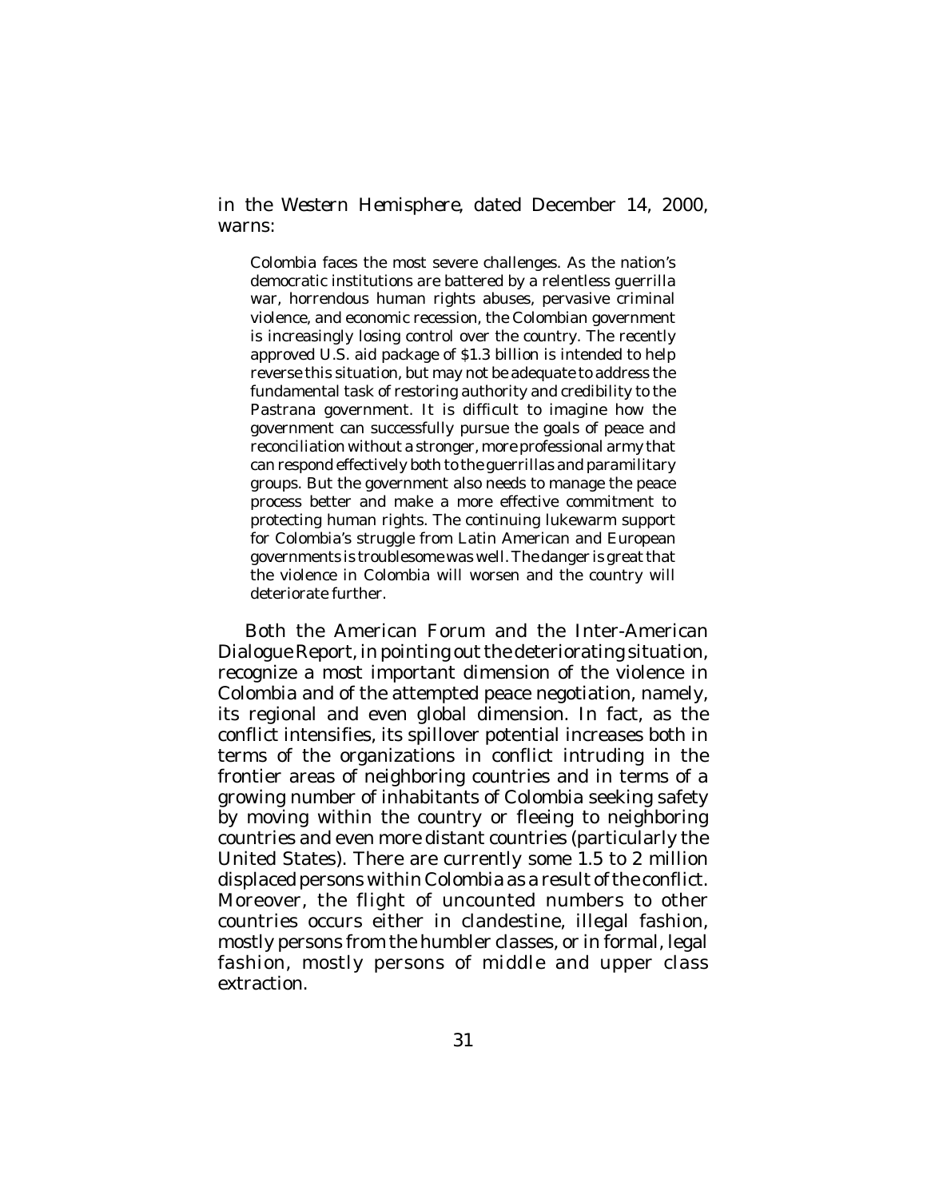*in the Western Hemisphere*, dated December 14, 2000, warns:

> Colombia faces the most severe challenges. As the nation's democratic institutions are battered by a relentless guerrilla war, horrendous human rights abuses, pervasive criminal violence, and economic recession, the Colombian government is increasingly losing control over the country. The recently approved U.S. aid package of $1.3 billion is intended to help reverse this situation, but may not be adequate to address the fundamental task of restoring authority and credibility to the Pastrana government. It is difficult to imagine how the government can successfully pursue the goals of peace and reconciliation without a stronger, more professional army that can respond effectively both to the guerrillas and paramilitary groups. But the government also needs to manage the peace process better and make a more effective commitment to protecting human rights. The continuing lukewarm support for Colombia's struggle from Latin American and European governments is troublesome was well. The danger is great that the violence in Colombia will worsen and the country will deteriorate further.

Both the American Forum and the Inter-American Dialogue Report, in pointing out the deteriorating situation, recognize a most important dimension of the violence in Colombia and of the attempted peace negotiation, namely, its regional and even global dimension. In fact, as the conflict intensifies, its spillover potential increases both in terms of the organizations in conflict intruding in the frontier areas of neighboring countries and in terms of a growing number of inhabitants of Colombia seeking safety by moving within the country or fleeing to neighboring countries and even more distant countries (particularly the United States). There are currently some 1.5 to 2 million displaced persons within Colombia as a result of the conflict. Moreover, the flight of uncounted numbers to other countries occurs either in clandestine, illegal fashion, mostly persons from the humbler classes, or in formal, legal fashion, mostly persons of middle and upper class extraction.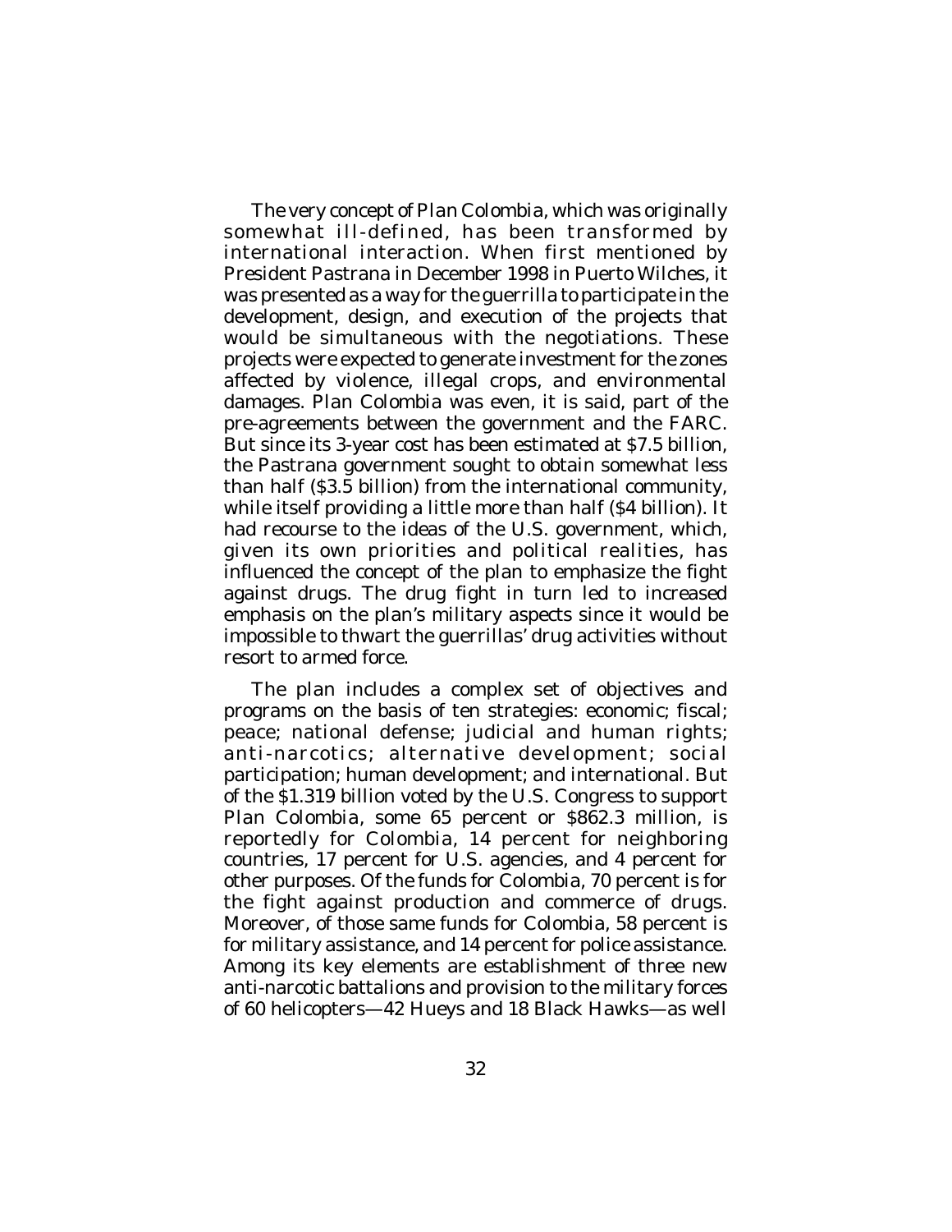The very concept of Plan Colombia, which was originally somewhat ill-defined, has been transformed by international interaction. When first mentioned by President Pastrana in December 1998 in Puerto Wilches, it was presented as a way for the guerrilla to participate in the development, design, and execution of the projects that would be simultaneous with the negotiations. These projects were expected to generate investment for the zones affected by violence, illegal crops, and environmental damages. Plan Colombia was even, it is said, part of the pre-agreements between the government and the FARC. But since its 3-year cost has been estimated at $7.5 billion, the Pastrana government sought to obtain somewhat less than half ($3.5 billion) from the international community, while itself providing a little more than half ($4 billion). It had recourse to the ideas of the U.S. government, which, given its own priorities and political realities, has influenced the concept of the plan to emphasize the fight against drugs. The drug fight in turn led to increased emphasis on the plan's military aspects since it would be impossible to thwart the guerrillas' drug activities without resort to armed force.

The plan includes a complex set of objectives and programs on the basis of ten strategies: economic; fiscal; peace; national defense; judicial and human rights; anti-narcotics; alternative development; social participation; human development; and international. But of the $1.319 billion voted by the U.S. Congress to support Plan Colombia, some 65 percent or $862.3 million, is reportedly for Colombia, 14 percent for neighboring countries, 17 percent for U.S. agencies, and 4 percent for other purposes. Of the funds for Colombia, 70 percent is for the fight against production and commerce of drugs. Moreover, of those same funds for Colombia, 58 percent is for military assistance, and 14 percent for police assistance. Among its key elements are establishment of three new anti-narcotic battalions and provision to the military forces of 60 helicopters—42 Hueys and 18 Black Hawks—as well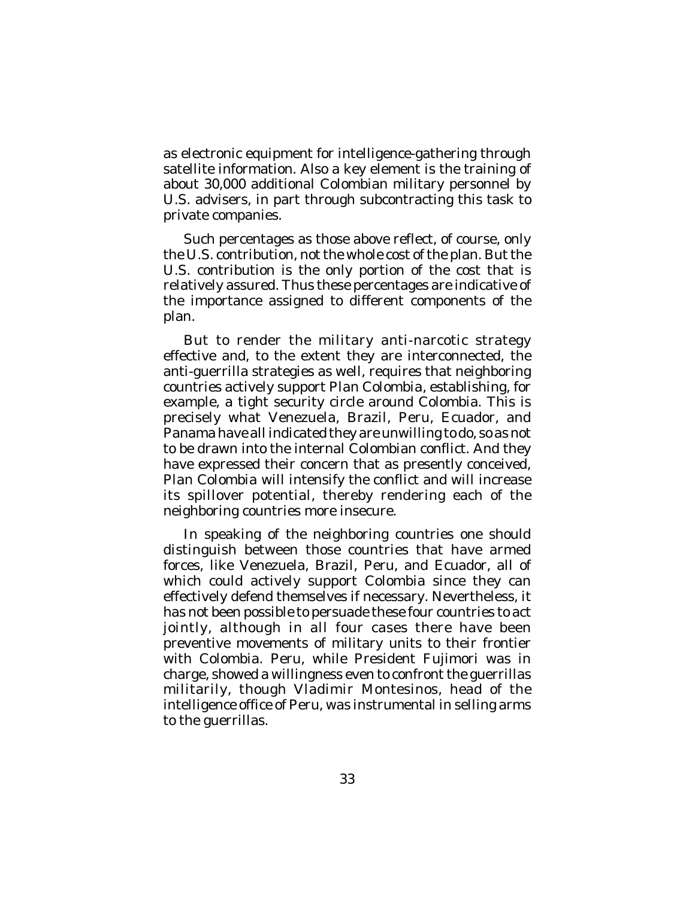as electronic equipment for intelligence-gathering through satellite information. Also a key element is the training of about 30,000 additional Colombian military personnel by U.S. advisers, in part through subcontracting this task to private companies.

Such percentages as those above reflect, of course, only the U.S. contribution, not the whole cost of the plan. But the U.S. contribution is the only portion of the cost that is relatively assured. Thus these percentages are indicative of the importance assigned to different components of the plan.

But to render the military anti-narcotic strategy effective and, to the extent they are interconnected, the anti-guerrilla strategies as well, requires that neighboring countries actively support *Plan Colombia*, establishing, for example, a tight security circle around Colombia. This is precisely what Venezuela, Brazil, Peru, Ecuador, and Panama have all indicated they are unwilling to do, so as not to be drawn into the internal Colombian conflict. And they have expressed their concern that as presently conceived, *Plan Colombia* will intensify the conflict and will increase its spillover potential, thereby rendering each of the neighboring countries more insecure.

In speaking of the neighboring countries one should distinguish between those countries that have armed forces, like Venezuela, Brazil, Peru, and Ecuador, all of which could actively support Colombia since they can effectively defend themselves if necessary. Nevertheless, it has not been possible to persuade these four countries to act jointly, although in all four cases there have been preventive movements of military units to their frontier with Colombia. Peru, while President Fujimori was in charge, showed a willingness even to confront the guerrillas militarily, though Vladimir Montesinos, head of the intelligence office of Peru, was instrumental in selling arms to the guerrillas.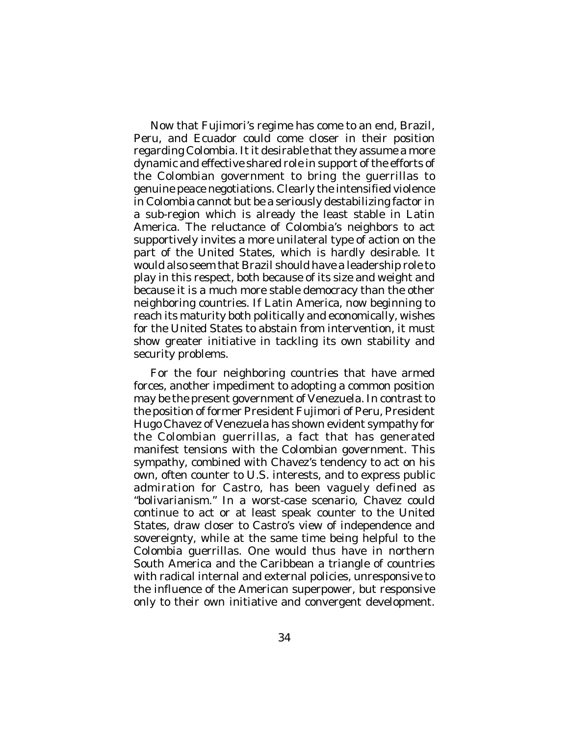Now that Fujimori's regime has come to an end, Brazil, Peru, and Ecuador could come closer in their position regarding Colombia. It it desirable that they assume a more dynamic and effective shared role in support of the efforts of the Colombian government to bring the guerrillas to genuine peace negotiations. Clearly the intensified violence in Colombia cannot but be a seriously destabilizing factor in a sub-region which is already the least stable in Latin America. The reluctance of Colombia's neighbors to act supportively invites a more unilateral type of action on the part of the United States, which is hardly desirable. It would also seem that Brazil should have a leadership role to play in this respect, both because of its size and weight and because it is a much more stable democracy than the other neighboring countries. If Latin America, now beginning to reach its maturity both politically and economically, wishes for the United States to abstain from intervention, it must show greater initiative in tackling its own stability and security problems.

For the four neighboring countries that have armed forces, another impediment to adopting a common position may be the present government of Venezuela. In contrast to the position of former President Fujimori of Peru, President Hugo Chavez of Venezuela has shown evident sympathy for the Colombian guerrillas, a fact that has generated manifest tensions with the Colombian government. This sympathy, combined with Chavez's tendency to act on his own, often counter to U.S. interests, and to express public admiration for Castro, has been vaguely defined as "bolivarianism." In a worst-case scenario, Chavez could continue to act or at least speak counter to the United States, draw closer to Castro's view of independence and sovereignty, while at the same time being helpful to the Colombia guerrillas. One would thus have in northern South America and the Caribbean a triangle of countries with radical internal and external policies, unresponsive to the influence of the American superpower, but responsive only to their own initiative and convergent development.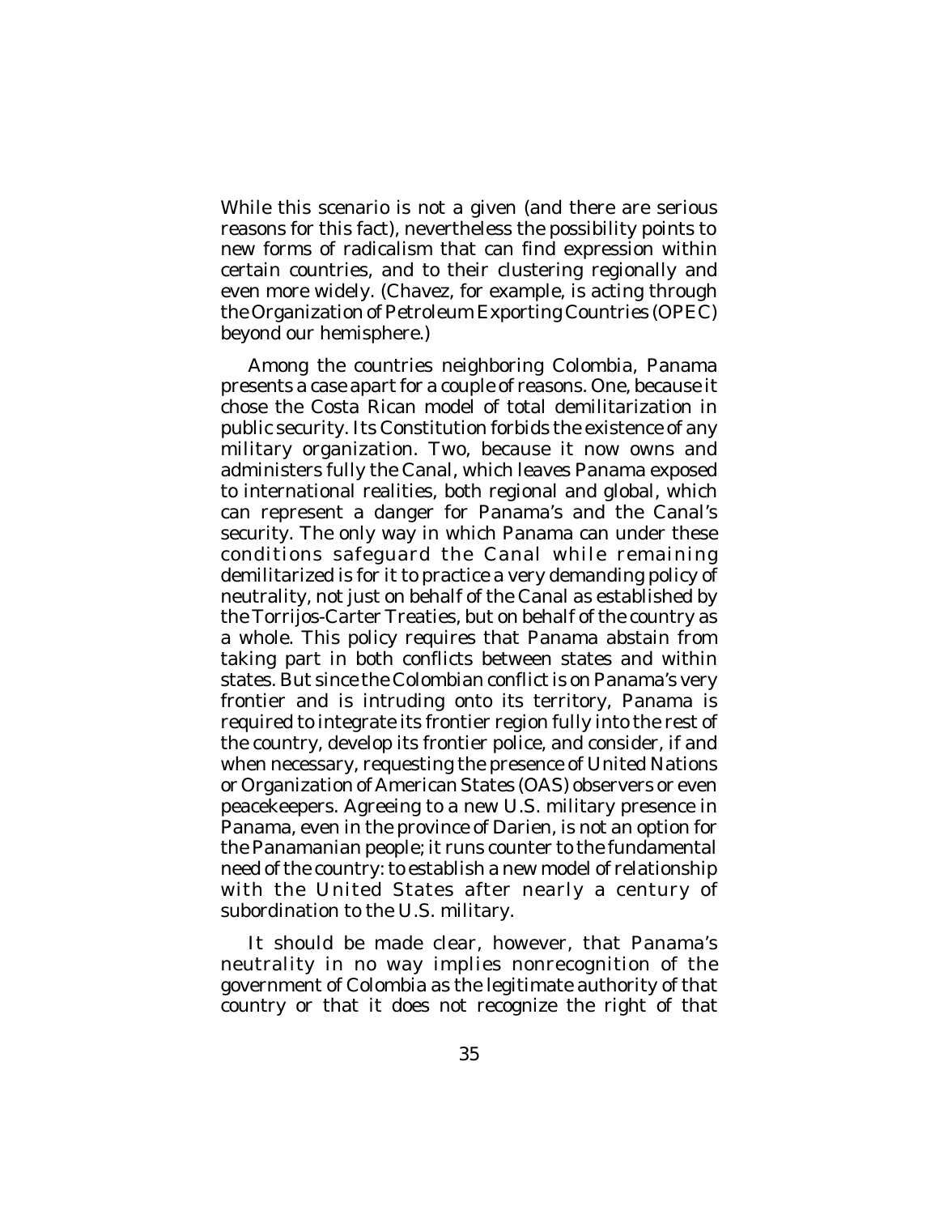While this scenario is not a given (and there are serious reasons for this fact), nevertheless the possibility points to new forms of radicalism that can find expression within certain countries, and to their clustering regionally and even more widely. (Chavez, for example, is acting through the Organization of Petroleum Exporting Countries (OPEC) beyond our hemisphere.)

Among the countries neighboring Colombia, Panama presents a case apart for a couple of reasons. One, because it chose the Costa Rican model of total demilitarization in public security. Its Constitution forbids the existence of any military organization. Two, because it now owns and administers fully the Canal, which leaves Panama exposed to international realities, both regional and global, which can represent a danger for Panama's and the Canal's security. The only way in which Panama can under these conditions safeguard the Canal while remaining demilitarized is for it to practice a very demanding policy of neutrality, not just on behalf of the Canal as established by the Torrijos-Carter Treaties, but on behalf of the country as a whole. This policy requires that Panama abstain from taking part in both conflicts between states and within states. But since the Colombian conflict is on Panama's very frontier and is intruding onto its territory, Panama is required to integrate its frontier region fully into the rest of the country, develop its frontier police, and consider, if and when necessary, requesting the presence of United Nations or Organization of American States (OAS) observers or even peacekeepers. Agreeing to a new U.S. military presence in Panama, even in the province of Darien, is not an option for the Panamanian people; it runs counter to the fundamental need of the country: to establish a new model of relationship with the United States after nearly a century of subordination to the U.S. military.

It should be made clear, however, that Panama's neutrality in no way implies nonrecognition of the government of Colombia as the legitimate authority of that country or that it does not recognize the right of that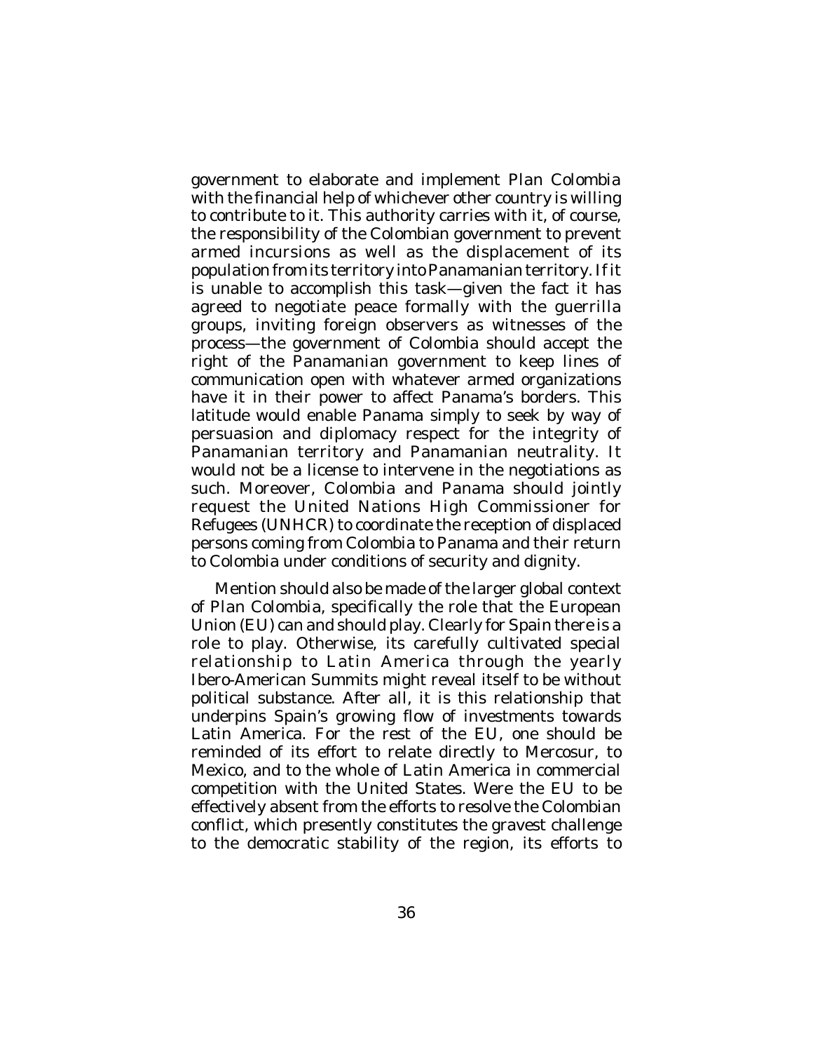government to elaborate and implement Plan Colombia with the financial help of whichever other country is willing to contribute to it. This authority carries with it, of course, the responsibility of the Colombian government to prevent armed incursions as well as the displacement of its population from its territory into Panamanian territory. If it is unable to accomplish this task—given the fact it has agreed to negotiate peace formally with the guerrilla groups, inviting foreign observers as witnesses of the process—the government of Colombia should accept the right of the Panamanian government to keep lines of communication open with whatever armed organizations have it in their power to affect Panama's borders. This latitude would enable Panama simply to seek by way of persuasion and diplomacy respect for the integrity of Panamanian territory and Panamanian neutrality. It would not be a license to intervene in the negotiations as such. Moreover, Colombia and Panama should jointly request the United Nations High Commissioner for Refugees (UNHCR) to coordinate the reception of displaced persons coming from Colombia to Panama and their return to Colombia under conditions of security and dignity.

Mention should also be made of the larger global context of Plan Colombia, specifically the role that the European Union (EU) can and should play. Clearly for Spain there is a role to play. Otherwise, its carefully cultivated special relationship to Latin America through the yearly Ibero-American Summits might reveal itself to be without political substance. After all, it is this relationship that underpins Spain's growing flow of investments towards Latin America. For the rest of the EU, one should be reminded of its effort to relate directly to Mercosur, to Mexico, and to the whole of Latin America in commercial competition with the United States. Were the EU to be effectively absent from the efforts to resolve the Colombian conflict, which presently constitutes the gravest challenge to the democratic stability of the region, its efforts to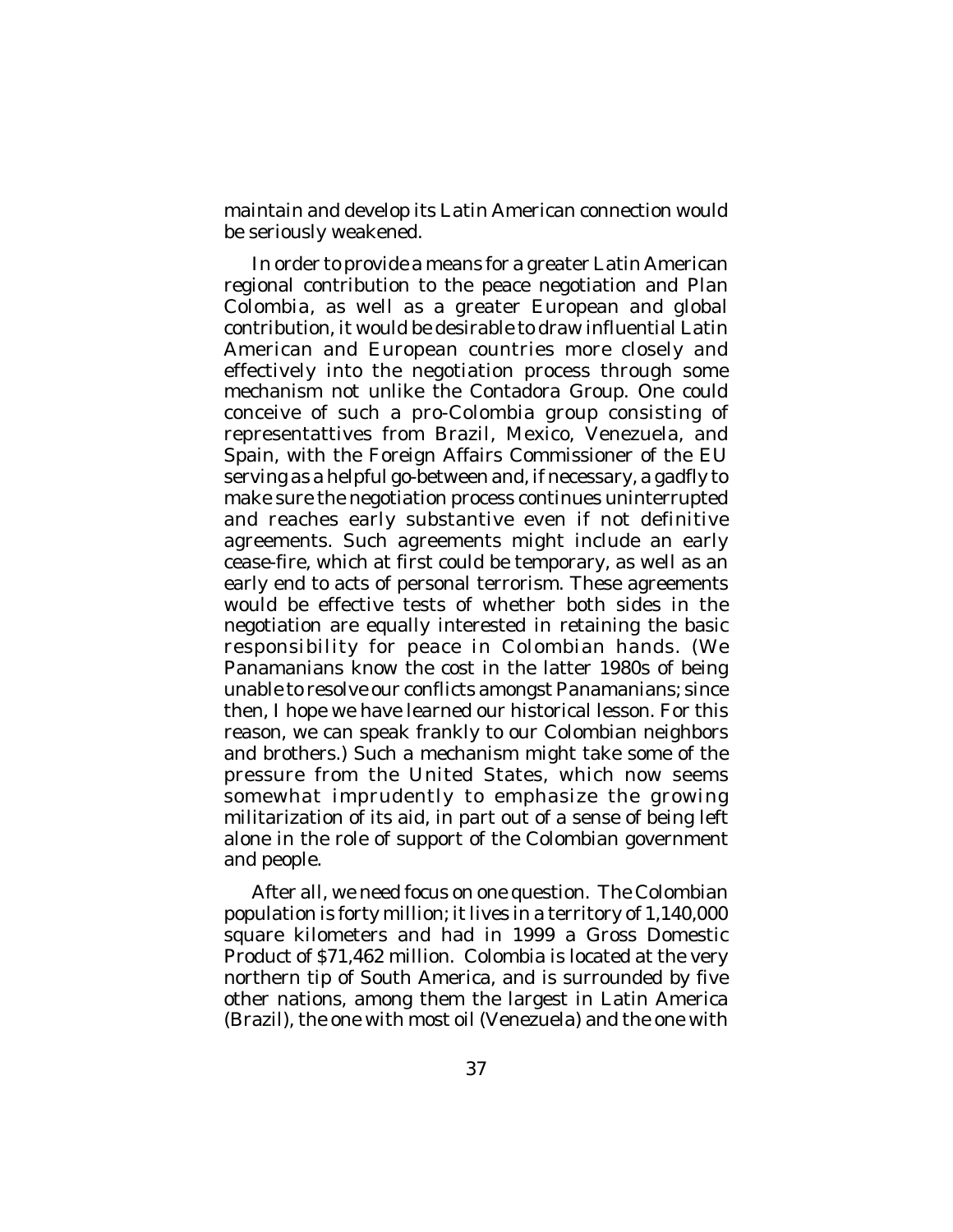maintain and develop its Latin American connection would be seriously weakened.

In order to provide a means for a greater Latin American regional contribution to the peace negotiation and Plan Colombia, as well as a greater European and global contribution, it would be desirable to draw influential Latin American and European countries more closely and effectively into the negotiation process through some mechanism not unlike the Contadora Group. One could conceive of such a pro-Colombia group consisting of representattives from Brazil, Mexico, Venezuela, and Spain, with the Foreign Affairs Commissioner of the EU serving as a helpful go-between and, if necessary, a gadfly to make sure the negotiation process continues uninterrupted and reaches early substantive even if not definitive agreements. Such agreements might include an early cease-fire, which at first could be temporary, as well as an early end to acts of personal terrorism. These agreements would be effective tests of whether both sides in the negotiation are equally interested in retaining the basic responsibility for peace in Colombian hands. (We Panamanians know the cost in the latter 1980s of being unable to resolve our conflicts amongst Panamanians; since then, I hope we have learned our historical lesson. For this reason, we can speak frankly to our Colombian neighbors and brothers.) Such a mechanism might take some of the pressure from the United States, which now seems somewhat imprudently to emphasize the growing militarization of its aid, in part out of a sense of being left alone in the role of support of the Colombian government and people.

After all, we need focus on one question. The Colombian population is forty million; it lives in a territory of 1,140,000 square kilometers and had in 1999 a Gross Domestic Product of $71,462 million. Colombia is located at the very northern tip of South America, and is surrounded by five other nations, among them the largest in Latin America (Brazil), the one with most oil (Venezuela) and the one with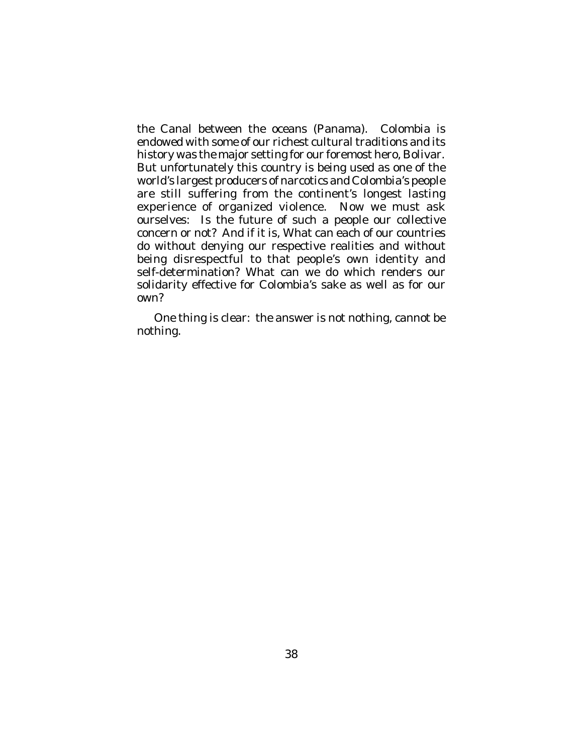the Canal between the oceans (Panama). Colombia is endowed with some of our richest cultural traditions and its history was the major setting for our foremost hero, Bolivar. But unfortunately this country is being used as one of the world's largest producers of narcotics and Colombia's people are still suffering from the continent's longest lasting experience of organized violence. Now we must ask ourselves: Is the future of such a people our collective concern or not? And if it is, What can each of our countries do without denying our respective realities and without being disrespectful to that people's own identity and self-determination? What can we do which renders our solidarity effective for Colombia's sake as well as for our own?

One thing is clear: the answer is not nothing, cannot be nothing.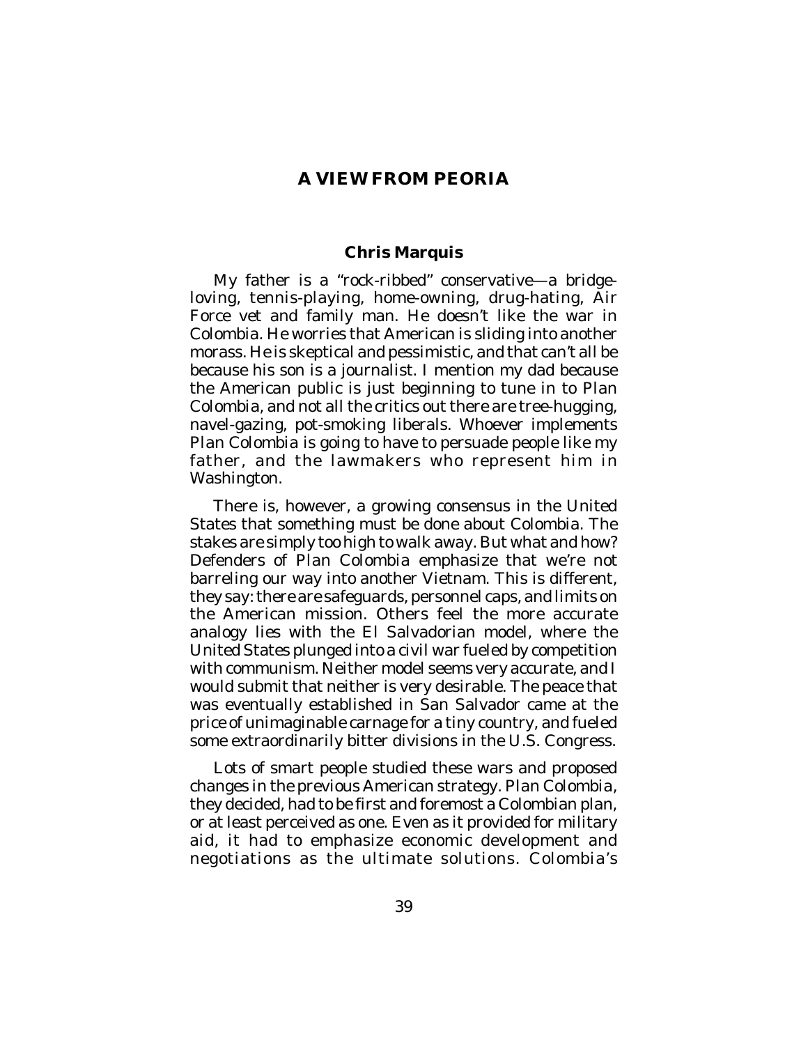# A VIEW FROM PEORIA

### Chris Marquis

My father is a "rock-ribbed" conservative—a bridge-loving, tennis-playing, home-owning, drug-hating, Air Force vet and family man. He doesn't like the war in Colombia. He worries that American is sliding into another morass. He is skeptical and pessimistic, and that can't all be because his son is a journalist. I mention my dad because the American public is just beginning to tune in to Plan Colombia, and not all the critics out there are tree-hugging, navel-gazing, pot-smoking liberals. Whoever implements Plan Colombia is going to have to persuade people like my father, and the lawmakers who represent him in Washington.

There is, however, a growing consensus in the United States that something must be done about Colombia. The stakes are simply too high to walk away. But what and how? Defenders of Plan Colombia emphasize that we're not barreling our way into another Vietnam. This is different, they say: there are safeguards, personnel caps, and limits on the American mission. Others feel the more accurate analogy lies with the El Salvadorian model, where the United States plunged into a civil war fueled by competition with communism. Neither model seems very accurate, and I would submit that neither is very desirable. The peace that was eventually established in San Salvador came at the price of unimaginable carnage for a tiny country, and fueled some extraordinarily bitter divisions in the U.S. Congress.

Lots of smart people studied these wars and proposed changes in the previous American strategy. Plan Colombia, they decided, had to be first and foremost a Colombian plan, or at least perceived as one. Even as it provided for military aid, it had to emphasize economic development and negotiations as the ultimate solutions. Colombia's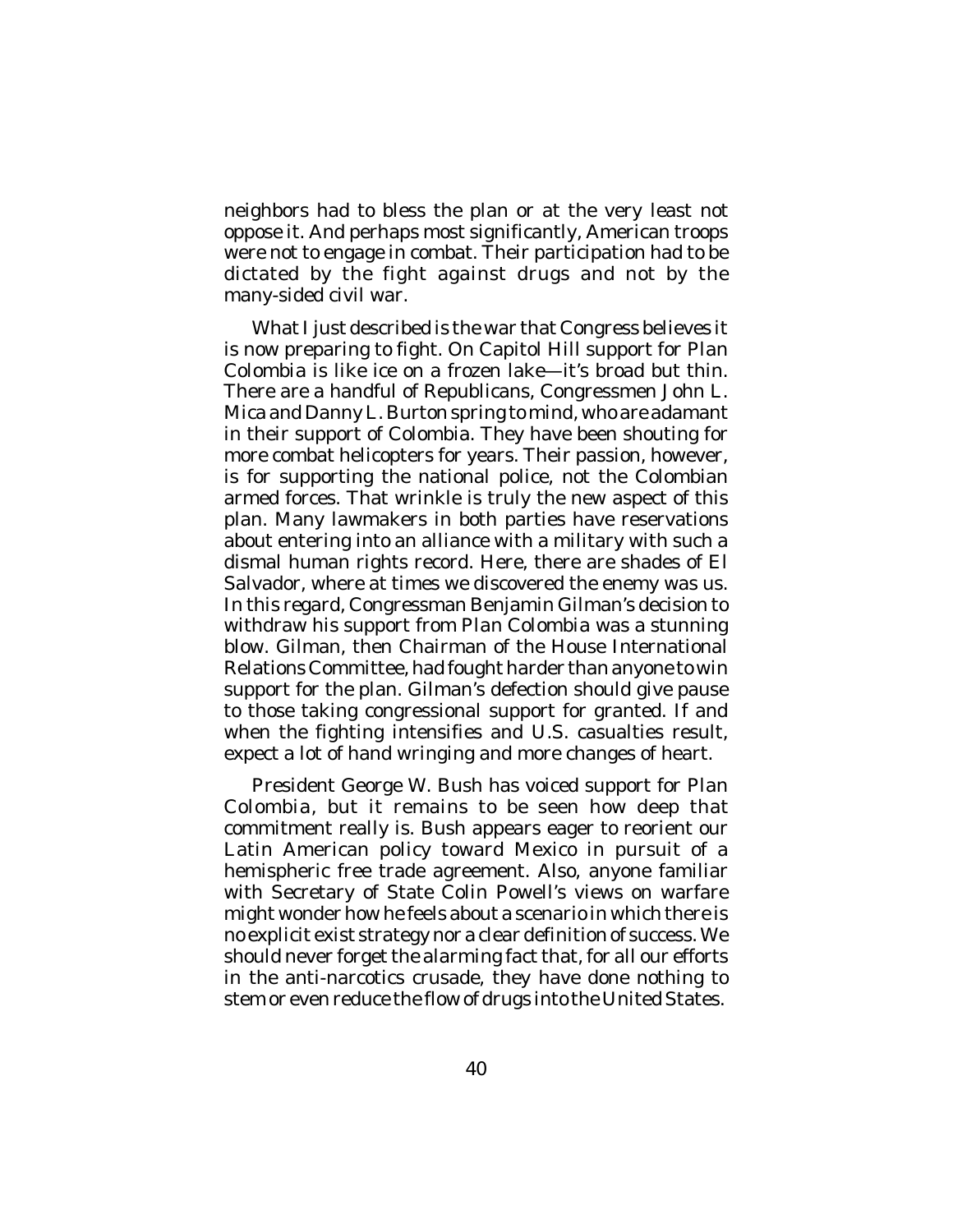neighbors had to bless the plan or at the very least not oppose it. And perhaps most significantly, American troops were not to engage in combat. Their participation had to be dictated by the fight against drugs and not by the many-sided civil war.

What I just described is the war that Congress believes it is now preparing to fight. On Capitol Hill support for Plan Colombia is like ice on a frozen lake—it's broad but thin. There are a handful of Republicans, Congressmen John L. Mica and Danny L. Burton spring to mind, who are adamant in their support of Colombia. They have been shouting for more combat helicopters for years. Their passion, however, is for supporting the national police, not the Colombian armed forces. That wrinkle is truly the new aspect of this plan. Many lawmakers in both parties have reservations about entering into an alliance with a military with such a dismal human rights record. Here, there are shades of El Salvador, where at times we discovered the enemy was us. In this regard, Congressman Benjamin Gilman's decision to withdraw his support from Plan Colombia was a stunning blow. Gilman, then Chairman of the House International Relations Committee, had fought harder than anyone to win support for the plan. Gilman's defection should give pause to those taking congressional support for granted. If and when the fighting intensifies and U.S. casualties result, expect a lot of hand wringing and more changes of heart.

President George W. Bush has voiced support for Plan Colombia, but it remains to be seen how deep that commitment really is. Bush appears eager to reorient our Latin American policy toward Mexico in pursuit of a hemispheric free trade agreement. Also, anyone familiar with Secretary of State Colin Powell's views on warfare might wonder how he feels about a scenario in which there is no explicit exist strategy nor a clear definition of success. We should never forget the alarming fact that, for all our efforts in the anti-narcotics crusade, they have done nothing to stem or even reduce the flow of drugs into the United States.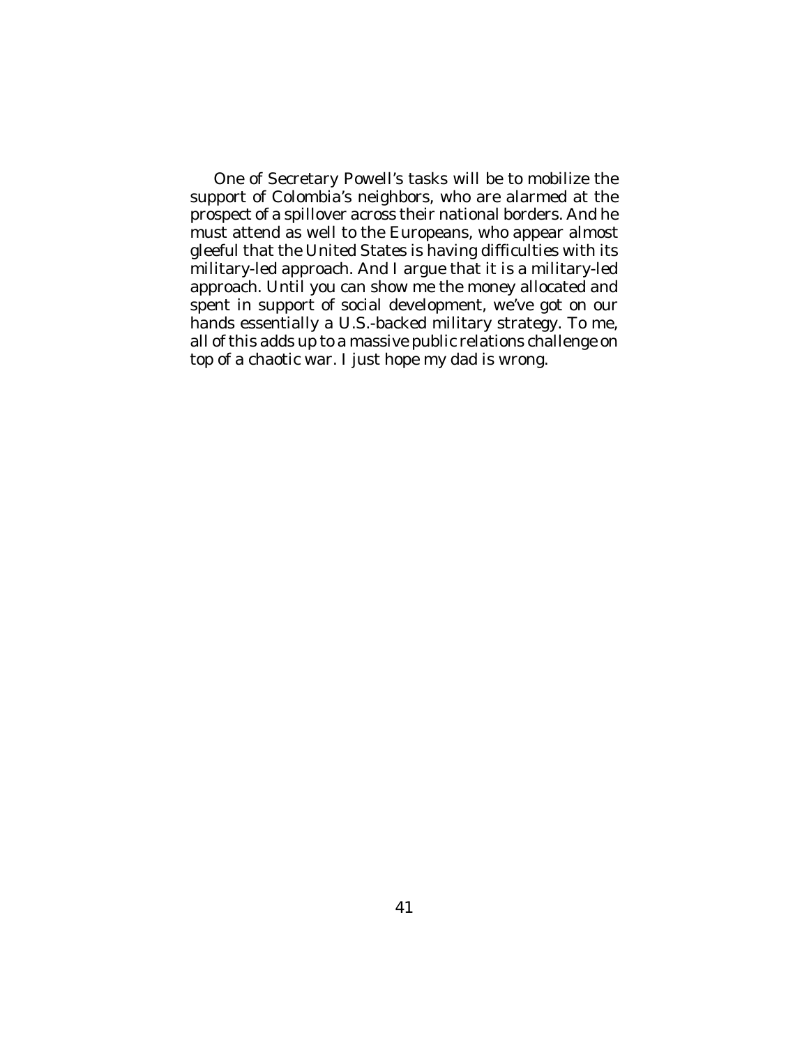One of Secretary Powell's tasks will be to mobilize the support of Colombia's neighbors, who are alarmed at the prospect of a spillover across their national borders. And he must attend as well to the Europeans, who appear almost gleeful that the United States is having difficulties with its military-led approach. And I argue that it is a military-led approach. Until you can show me the money allocated and spent in support of social development, we've got on our hands essentially a U.S.-backed military strategy. To me, all of this adds up to a massive public relations challenge on top of a chaotic war. I just hope my dad is wrong.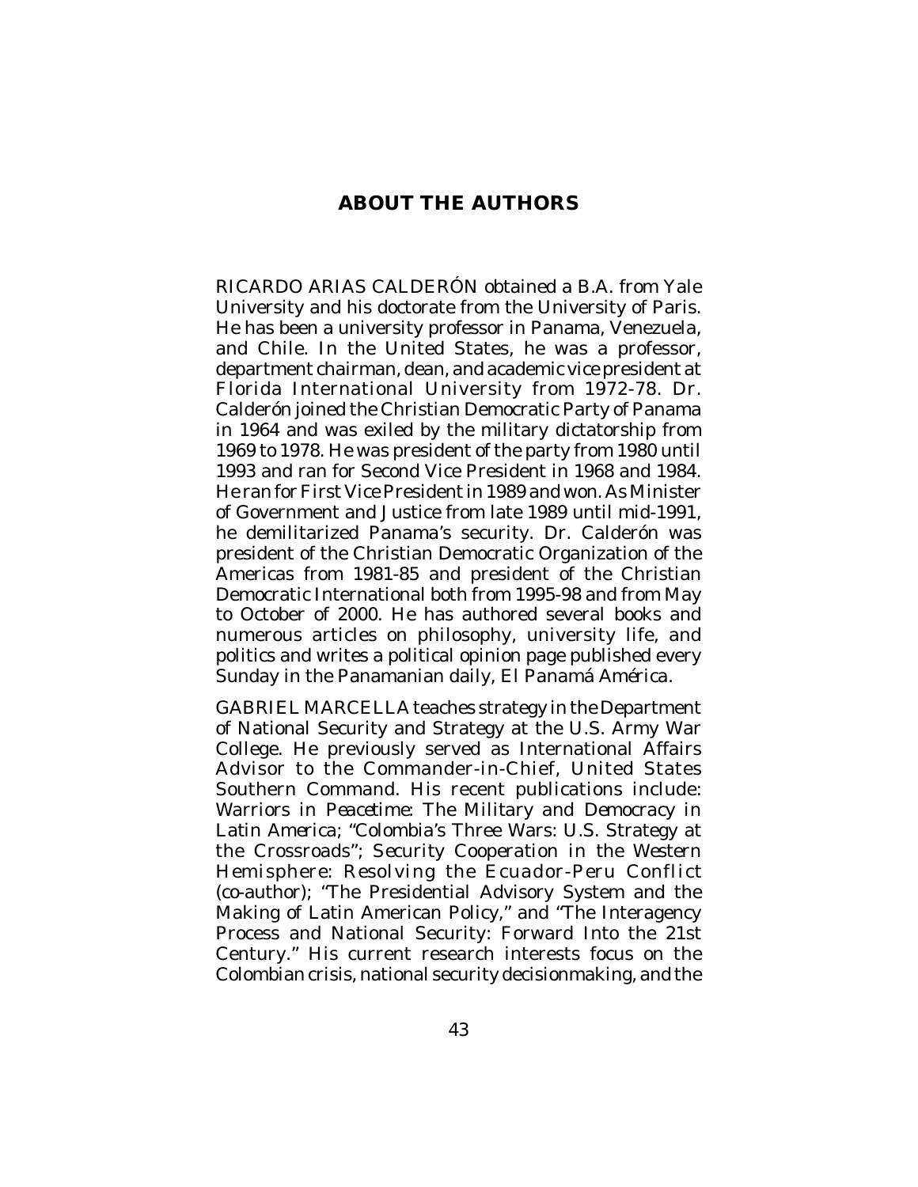## ABOUT THE AUTHORS

RICARDO ARIAS CALDERÓN obtained a B.A. from Yale University and his doctorate from the University of Paris. He has been a university professor in Panama, Venezuela, and Chile. In the United States, he was a professor, department chairman, dean, and academic vice president at Florida International University from 1972-78. Dr. Calderón joined the Christian Democratic Party of Panama in 1964 and was exiled by the military dictatorship from 1969 to 1978. He was president of the party from 1980 until 1993 and ran for Second Vice President in 1968 and 1984. He ran for First Vice President in 1989 and won. As Minister of Government and Justice from late 1989 until mid-1991, he demilitarized Panama's security. Dr. Calderón was president of the Christian Democratic Organization of the Americas from 1981-85 and president of the Christian Democratic International both from 1995-98 and from May to October of 2000. He has authored several books and numerous articles on philosophy, university life, and politics and writes a political opinion page published every Sunday in the Panamanian daily, *El Panamá América*.

GABRIEL MARCELLA teaches strategy in the Department of National Security and Strategy at the U.S. Army War College. He previously served as International Affairs Advisor to the Commander-in-Chief, United States Southern Command. His recent publications include: *Warriors in Peacetime: The Military and Democracy in Latin America*; "Colombia's Three Wars: U.S. Strategy at the Crossroads"; *Security Cooperation in the Western Hemisphere: Resolving the Ecuador-Peru Conflict* (co-author); "The Presidential Advisory System and the Making of Latin American Policy," and "The Interagency Process and National Security: Forward Into the 21st Century." His current research interests focus on the Colombian crisis, national security decisionmaking, and the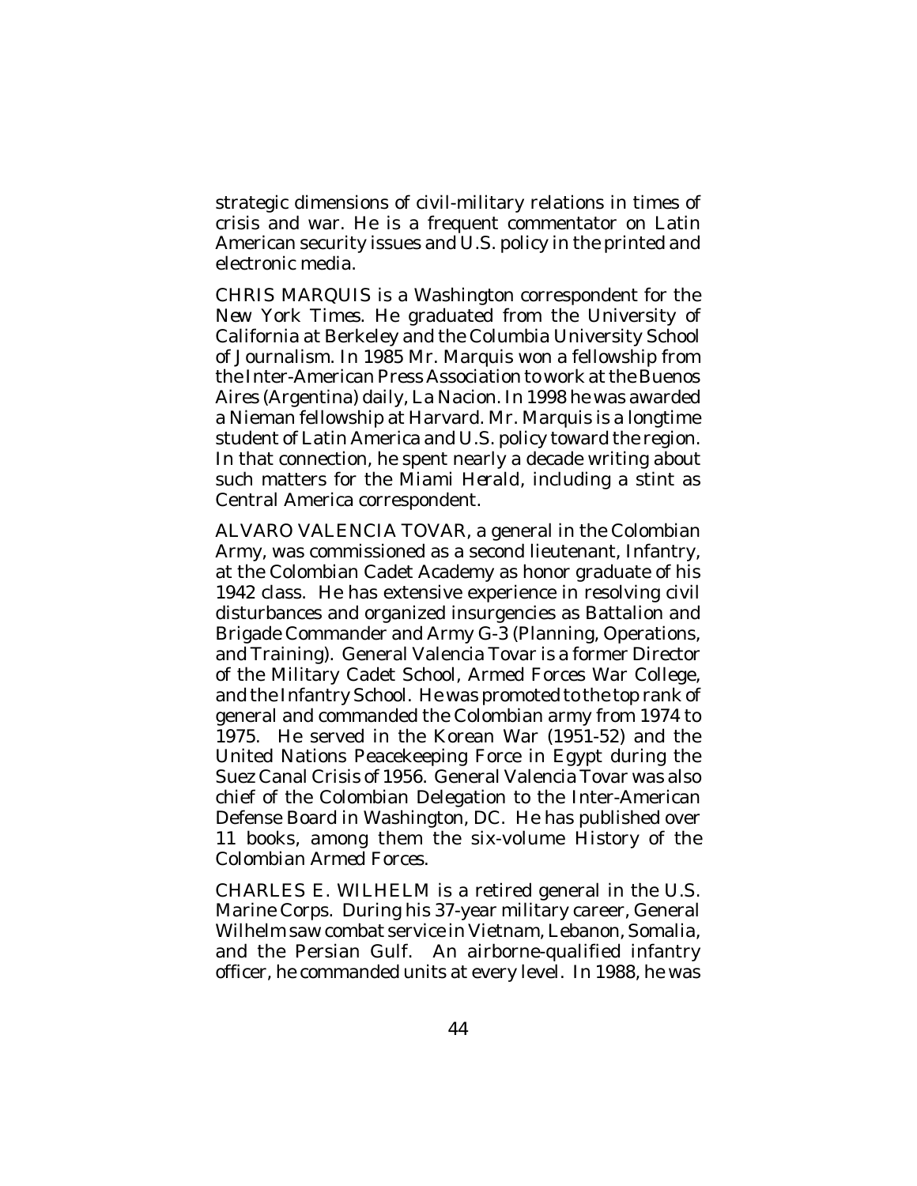strategic dimensions of civil-military relations in times of crisis and war. He is a frequent commentator on Latin American security issues and U.S. policy in the printed and electronic media.

CHRIS MARQUIS is a Washington correspondent for the *New York Times*. He graduated from the University of California at Berkeley and the Columbia University School of Journalism. In 1985 Mr. Marquis won a fellowship from the Inter-American Press Association to work at the Buenos Aires (Argentina) daily, La Nacion. In 1998 he was awarded a Nieman fellowship at Harvard. Mr. Marquis is a longtime student of Latin America and U.S. policy toward the region. In that connection, he spent nearly a decade writing about such matters for the *Miami Herald*, including a stint as Central America correspondent.

ALVARO VALENCIA TOVAR, a general in the Colombian Army, was commissioned as a second lieutenant, Infantry, at the Colombian Cadet Academy as honor graduate of his 1942 class. He has extensive experience in resolving civil disturbances and organized insurgencies as Battalion and Brigade Commander and Army G-3 (Planning, Operations, and Training). General Valencia Tovar is a former Director of the Military Cadet School, Armed Forces War College, and the Infantry School. He was promoted to the top rank of general and commanded the Colombian army from 1974 to 1975. He served in the Korean War (1951-52) and the United Nations Peacekeeping Force in Egypt during the Suez Canal Crisis of 1956. General Valencia Tovar was also chief of the Colombian Delegation to the Inter-American Defense Board in Washington, DC. He has published over 11 books, among them the six-volume *History of the Colombian Armed Forces*.

CHARLES E. WILHELM is a retired general in the U.S. Marine Corps. During his 37-year military career, General Wilhelm saw combat service in Vietnam, Lebanon, Somalia, and the Persian Gulf. An airborne-qualified infantry officer, he commanded units at every level. In 1988, he was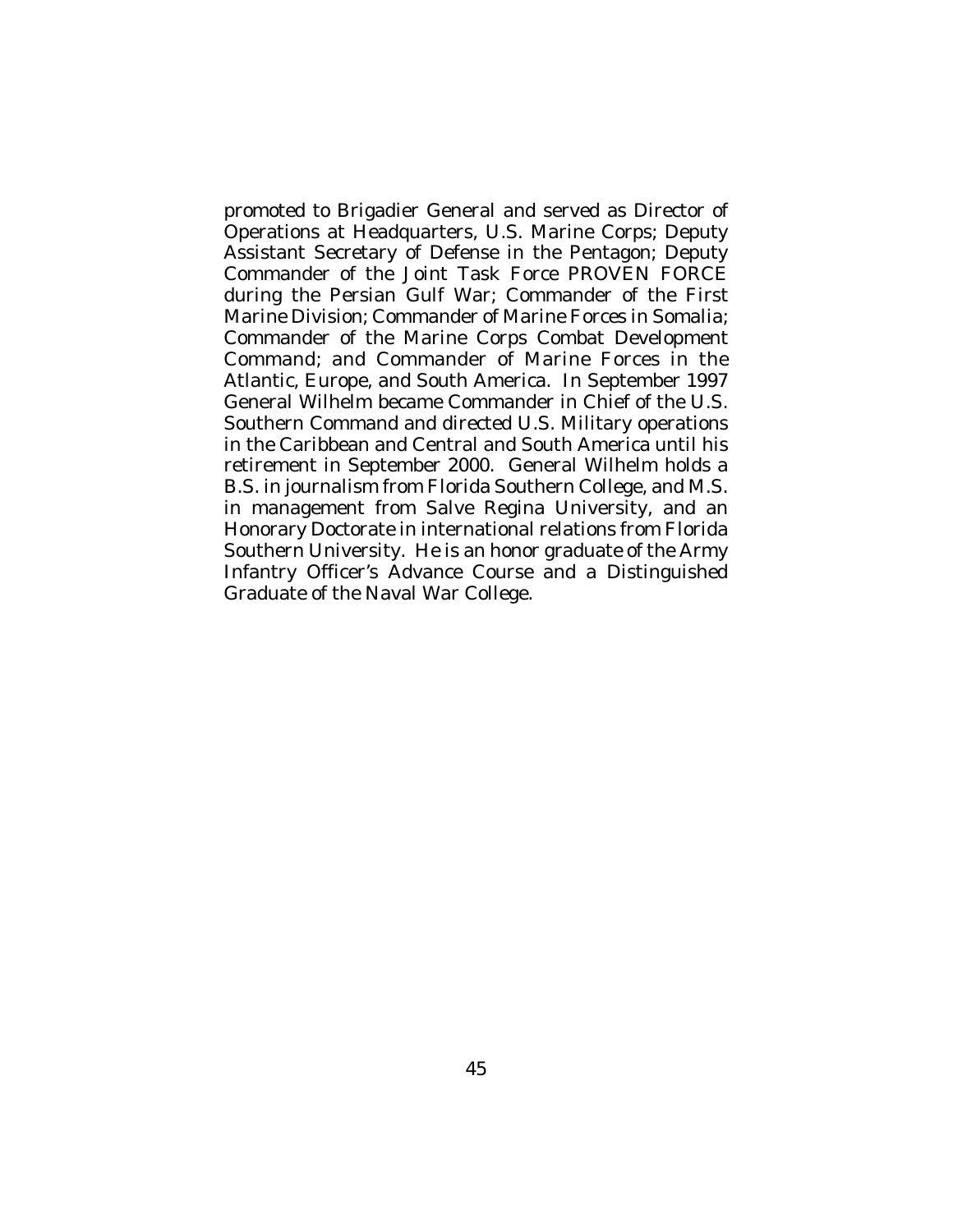promoted to Brigadier General and served as Director of Operations at Headquarters, U.S. Marine Corps; Deputy Assistant Secretary of Defense in the Pentagon; Deputy Commander of the Joint Task Force PROVEN FORCE during the Persian Gulf War; Commander of the First Marine Division; Commander of Marine Forces in Somalia; Commander of the Marine Corps Combat Development Command; and Commander of Marine Forces in the Atlantic, Europe, and South America. In September 1997 General Wilhelm became Commander in Chief of the U.S. Southern Command and directed U.S. Military operations in the Caribbean and Central and South America until his retirement in September 2000. General Wilhelm holds a B.S. in journalism from Florida Southern College, and M.S. in management from Salve Regina University, and an Honorary Doctorate in international relations from Florida Southern University. He is an honor graduate of the Army Infantry Officer's Advance Course and a Distinguished Graduate of the Naval War College.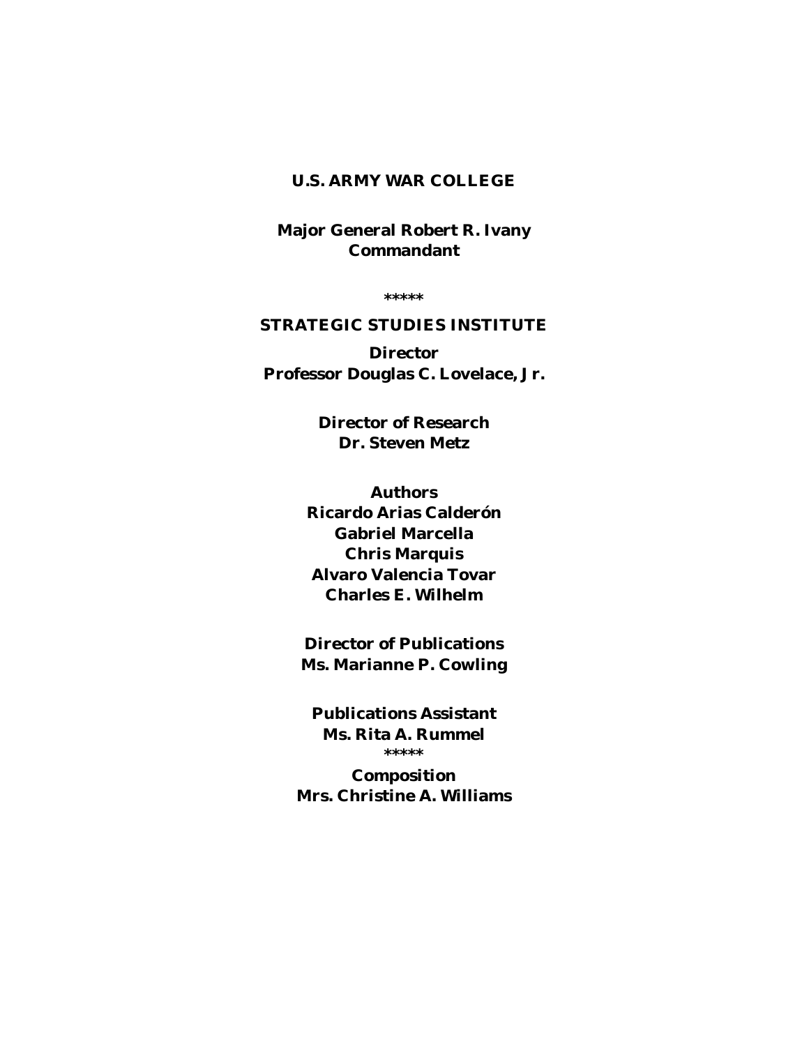**U.S. ARMY WAR COLLEGE**

**Major General Robert R. Ivany**
**Commandant**

*****

**STRATEGIC STUDIES INSTITUTE**

**Director**
**Professor Douglas C. Lovelace, Jr.**

**Director of Research**
**Dr. Steven Metz**

**Authors**
**Ricardo Arias Calderón**
**Gabriel Marcella**
**Chris Marquis**
**Alvaro Valencia Tovar**
**Charles E. Wilhelm**

**Director of Publications**
**Ms. Marianne P. Cowling**

**Publications Assistant**
**Ms. Rita A. Rummel**

*****

**Composition**
**Mrs. Christine A. Williams**